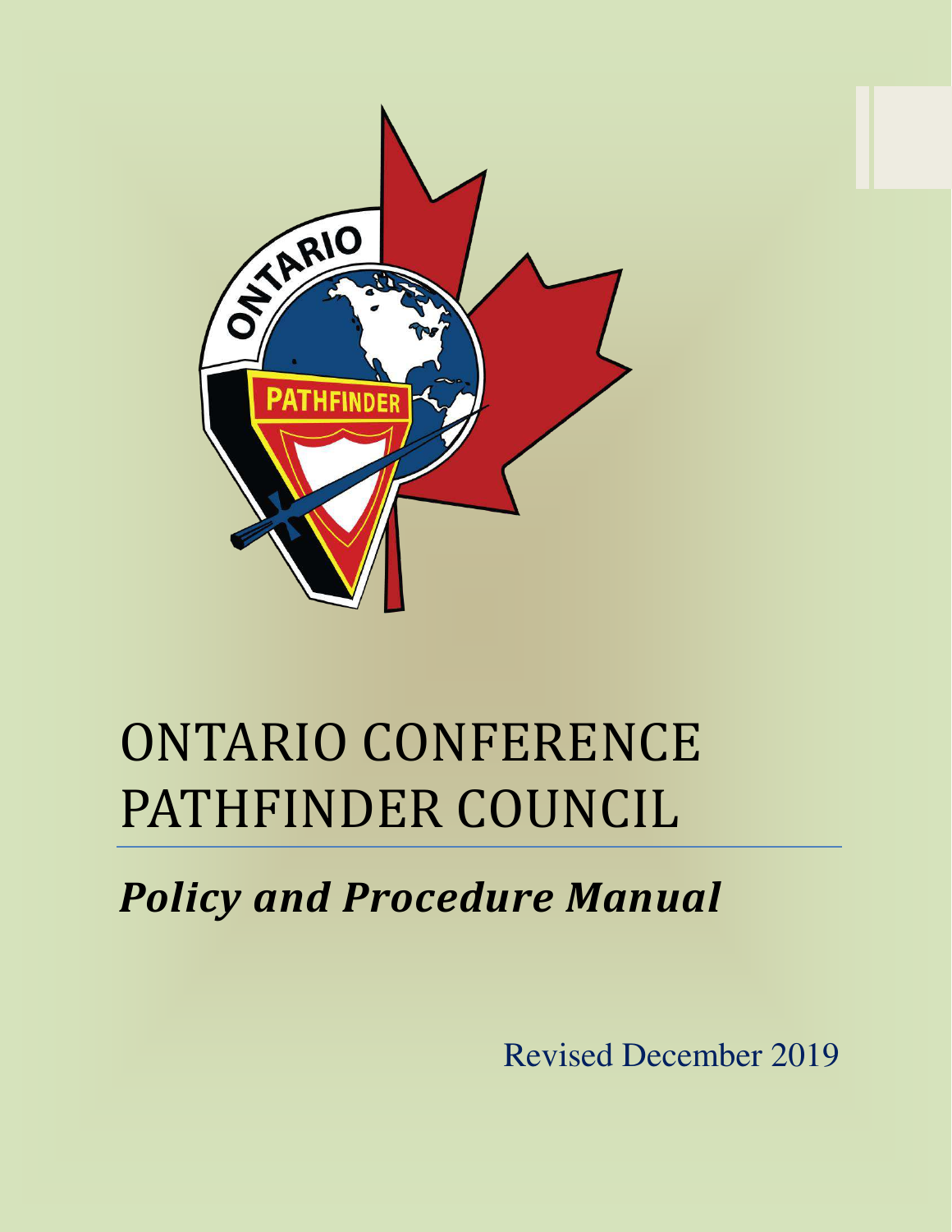# ONTARIO CONFERENCE PATHFINDER COUNCIL

## *Policy and Procedure Manual*

Revised December 2019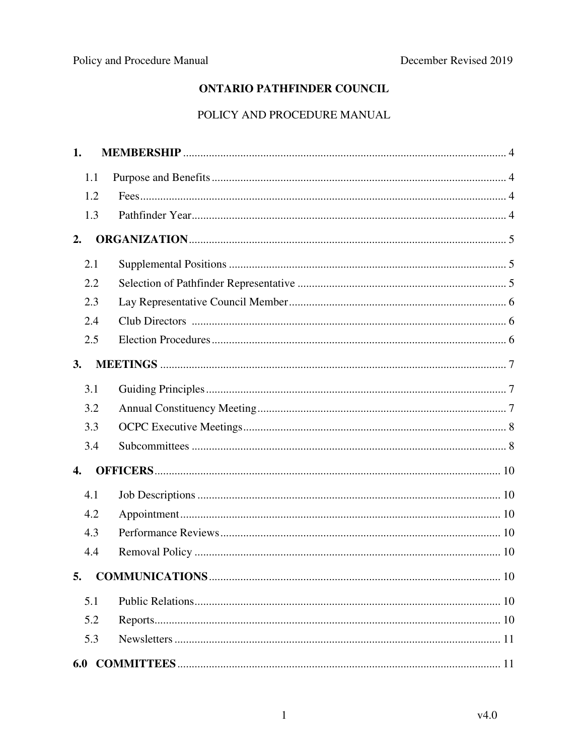# ONTARIO PATHFINDER COUNCIL

## POLICY AND PROCEDURE MANUAL

**1. MEMBERSHIP** .......... 4

- 1.1 Purpose and Benefits .......... 4
- 1.2 Fees .......... 4
- 1.3 Pathfinder Year .......... 4

**2. ORGANIZATION** .......... 5

- 2.1 Supplemental Positions .......... 5
- 2.2 Selection of Pathfinder Representative .......... 5
- 2.3 Lay Representative Council Member .......... 6
- 2.4 Club Directors .......... 6
- 2.5 Election Procedures .......... 6

**3. MEETINGS** .......... 7

- 3.1 Guiding Principles .......... 7
- 3.2 Annual Constituency Meeting .......... 7
- 3.3 OCPC Executive Meetings .......... 8
- 3.4 Subcommittees .......... 8

**4. OFFICERS** .......... 10

- 4.1 Job Descriptions .......... 10
- 4.2 Appointment .......... 10
- 4.3 Performance Reviews .......... 10
- 4.4 Removal Policy .......... 10

**5. COMMUNICATIONS** .......... 10

- 5.1 Public Relations .......... 10
- 5.2 Reports .......... 10
- 5.3 Newsletters .......... 11

**6.0 COMMITTEES** .......... 11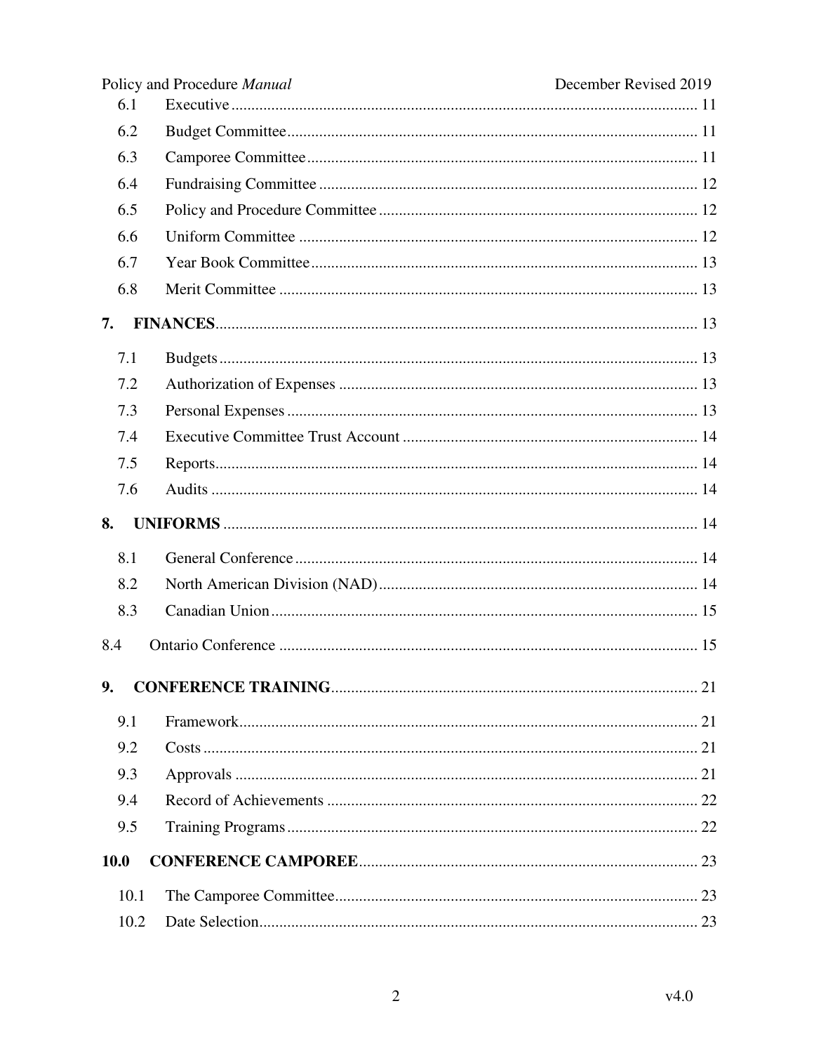6.1 Executive ........................................................................................................ 11

6.2 Budget Committee ........................................................................................ 11

6.3 Camporee Committee ................................................................................... 11

6.4 Fundraising Committee ................................................................................ 12

6.5 Policy and Procedure Committee ................................................................. 12

6.6 Uniform Committee ..................................................................................... 12

6.7 Year Book Committee .................................................................................. 13

6.8 Merit Committee .......................................................................................... 13

**7. FINANCES** ........................................................................................................ 13

7.1 Budgets ......................................................................................................... 13

7.2 Authorization of Expenses ........................................................................... 13

7.3 Personal Expenses ........................................................................................ 13

7.4 Executive Committee Trust Account ........................................................... 14

7.5 Reports .......................................................................................................... 14

7.6 Audits ........................................................................................................... 14

**8. UNIFORMS** ...................................................................................................... 14

8.1 General Conference ...................................................................................... 14

8.2 North American Division (NAD) ................................................................. 14

8.3 Canadian Union ............................................................................................ 15

8.4 Ontario Conference .......................................................................................... 15

**9. CONFERENCE TRAINING** ............................................................................ 21

9.1 Framework .................................................................................................... 21

9.2 Costs ............................................................................................................. 21

9.3 Approvals ..................................................................................................... 21

9.4 Record of Achievements .............................................................................. 22

9.5 Training Programs ........................................................................................ 22

**10.0 CONFERENCE CAMPOREE** ..................................................................... 23

10.1 The Camporee Committee ............................................................................ 23

10.2 Date Selection ............................................................................................... 23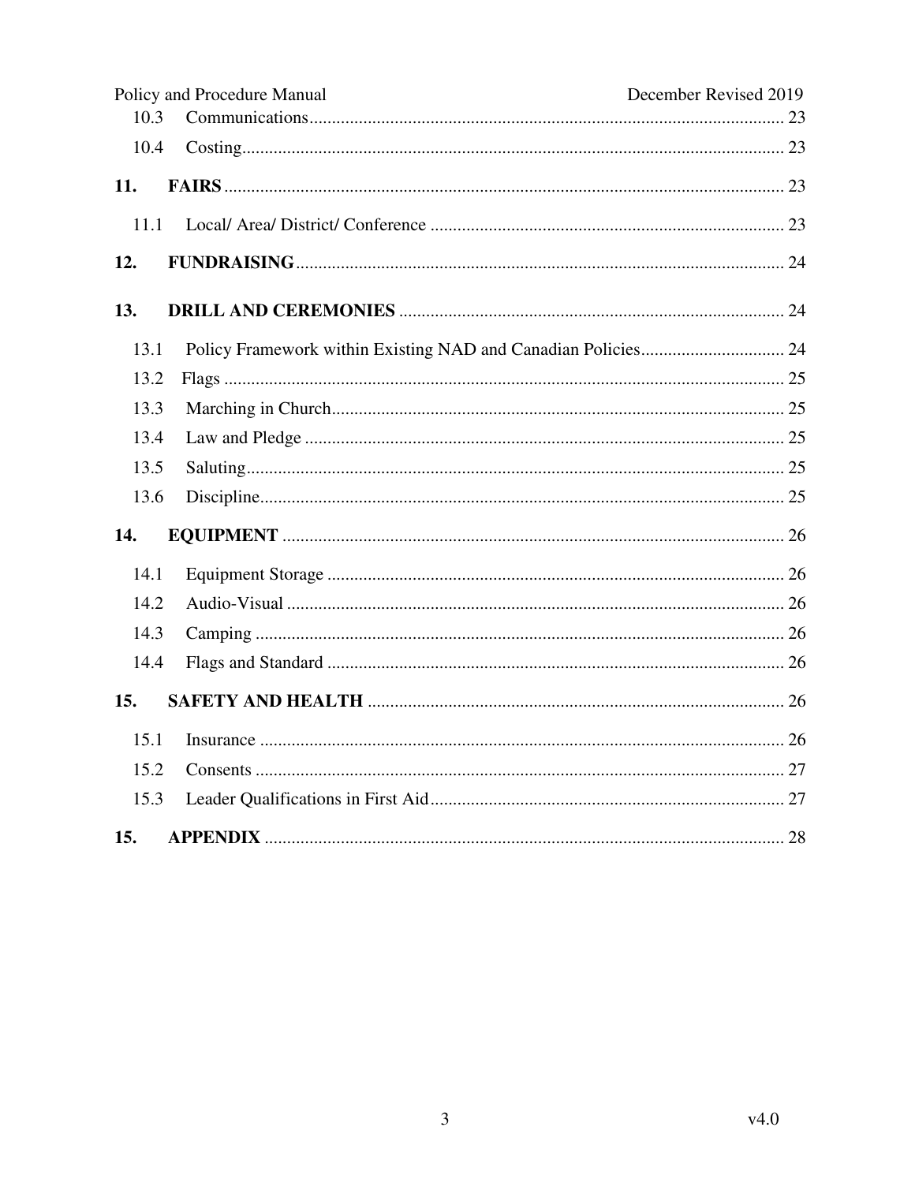10.3 Communications........................................................................................................ 23

10.4 Costing........................................................................................................................ 23

**11. FAIRS** .......................................................................................................................... 23

11.1 Local/ Area/ District/ Conference ............................................................................... 23

**12. FUNDRAISING** ............................................................................................................. 24

**13. DRILL AND CEREMONIES** ....................................................................................... 24

13.1 Policy Framework within Existing NAD and Canadian Policies................................ 24

13.2 Flags ........................................................................................................................... 25

13.3 Marching in Church.................................................................................................... 25

13.4 Law and Pledge .......................................................................................................... 25

13.5 Saluting....................................................................................................................... 25

13.6 Discipline.................................................................................................................... 25

**14. EQUIPMENT** ................................................................................................................ 26

14.1 Equipment Storage ..................................................................................................... 26

14.2 Audio-Visual .............................................................................................................. 26

14.3 Camping ..................................................................................................................... 26

14.4 Flags and Standard ..................................................................................................... 26

**15. SAFETY AND HEALTH** ............................................................................................ 26

15.1 Insurance .................................................................................................................... 26

15.2 Consents ..................................................................................................................... 27

15.3 Leader Qualifications in First Aid............................................................................... 27

**15. APPENDIX** .................................................................................................................... 28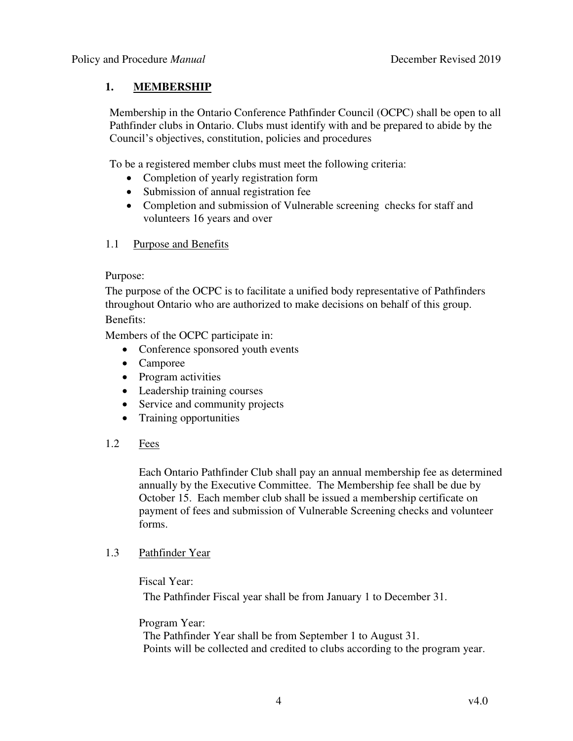## 1. MEMBERSHIP

Membership in the Ontario Conference Pathfinder Council (OCPC) shall be open to all Pathfinder clubs in Ontario. Clubs must identify with and be prepared to abide by the Council's objectives, constitution, policies and procedures

To be a registered member clubs must meet the following criteria:

- Completion of yearly registration form
- Submission of annual registration fee
- Completion and submission of Vulnerable screening checks for staff and volunteers 16 years and over

### 1.1 Purpose and Benefits

Purpose:

The purpose of the OCPC is to facilitate a unified body representative of Pathfinders throughout Ontario who are authorized to make decisions on behalf of this group.

Benefits:

Members of the OCPC participate in:

- Conference sponsored youth events
- Camporee
- Program activities
- Leadership training courses
- Service and community projects
- Training opportunities

### 1.2 Fees

Each Ontario Pathfinder Club shall pay an annual membership fee as determined annually by the Executive Committee. The Membership fee shall be due by October 15. Each member club shall be issued a membership certificate on payment of fees and submission of Vulnerable Screening checks and volunteer forms.

### 1.3 Pathfinder Year

Fiscal Year:

The Pathfinder Fiscal year shall be from January 1 to December 31.

Program Year:

The Pathfinder Year shall be from September 1 to August 31.
Points will be collected and credited to clubs according to the program year.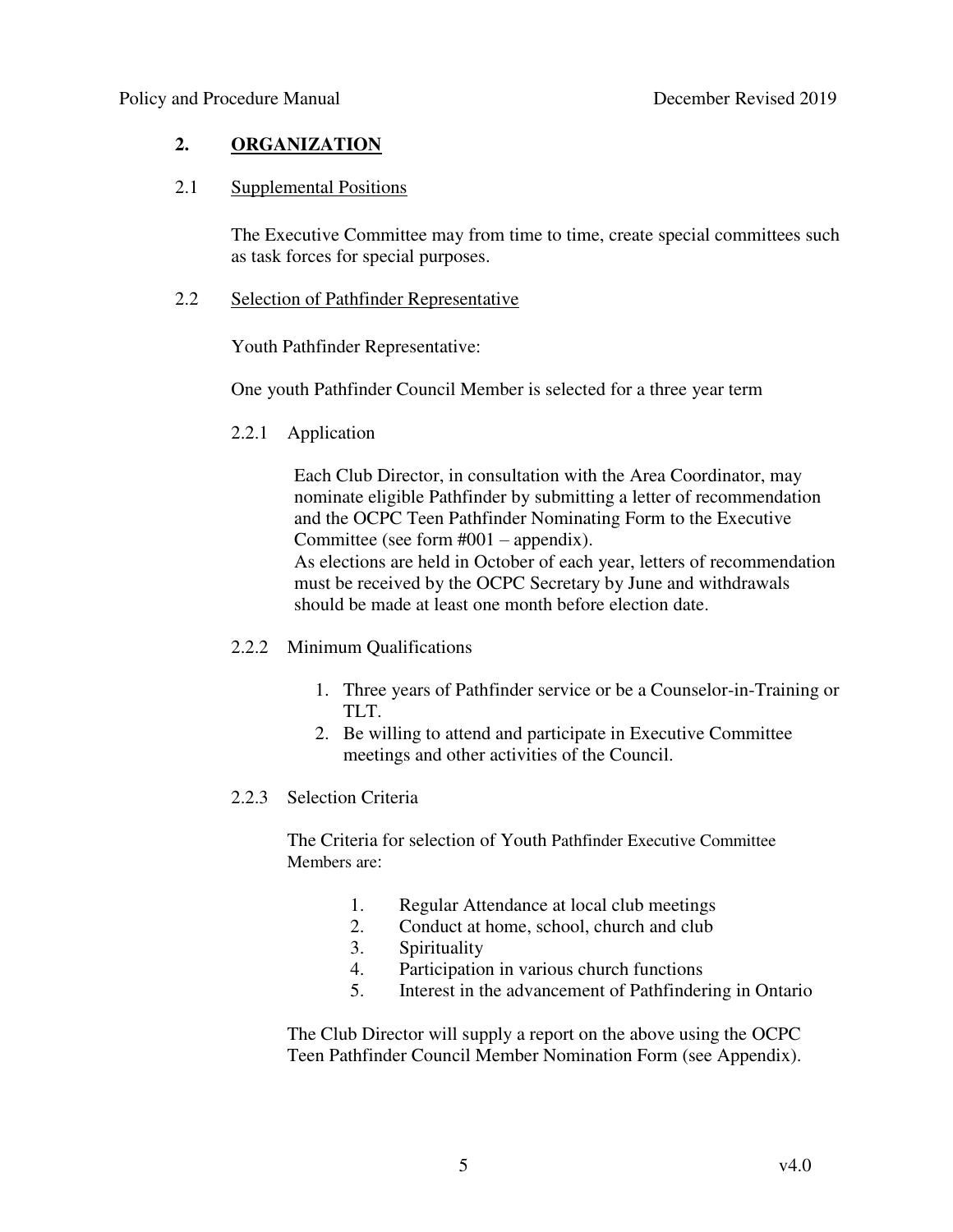## 2. ORGANIZATION

### 2.1 Supplemental Positions

The Executive Committee may from time to time, create special committees such as task forces for special purposes.

### 2.2 Selection of Pathfinder Representative

Youth Pathfinder Representative:

One youth Pathfinder Council Member is selected for a three year term

#### 2.2.1 Application

Each Club Director, in consultation with the Area Coordinator, may nominate eligible Pathfinder by submitting a letter of recommendation and the OCPC Teen Pathfinder Nominating Form to the Executive Committee (see form #001 – appendix).
As elections are held in October of each year, letters of recommendation must be received by the OCPC Secretary by June and withdrawals should be made at least one month before election date.

#### 2.2.2 Minimum Qualifications

1. Three years of Pathfinder service or be a Counselor-in-Training or TLT.
2. Be willing to attend and participate in Executive Committee meetings and other activities of the Council.

#### 2.2.3 Selection Criteria

The Criteria for selection of Youth Pathfinder Executive Committee Members are:

1. Regular Attendance at local club meetings
2. Conduct at home, school, church and club
3. Spirituality
4. Participation in various church functions
5. Interest in the advancement of Pathfindering in Ontario

The Club Director will supply a report on the above using the OCPC Teen Pathfinder Council Member Nomination Form (see Appendix).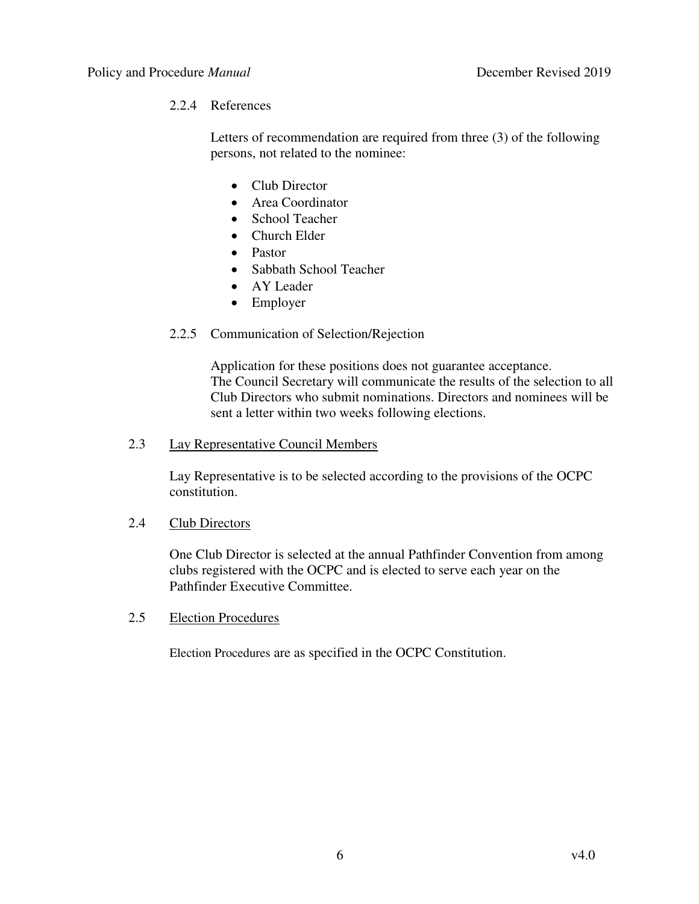#### 2.2.4 References

Letters of recommendation are required from three (3) of the following persons, not related to the nominee:

- Club Director
- Area Coordinator
- School Teacher
- Church Elder
- Pastor
- Sabbath School Teacher
- AY Leader
- Employer

#### 2.2.5 Communication of Selection/Rejection

Application for these positions does not guarantee acceptance. The Council Secretary will communicate the results of the selection to all Club Directors who submit nominations. Directors and nominees will be sent a letter within two weeks following elections.

### 2.3 Lay Representative Council Members

Lay Representative is to be selected according to the provisions of the OCPC constitution.

### 2.4 Club Directors

One Club Director is selected at the annual Pathfinder Convention from among clubs registered with the OCPC and is elected to serve each year on the Pathfinder Executive Committee.

### 2.5 Election Procedures

Election Procedures are as specified in the OCPC Constitution.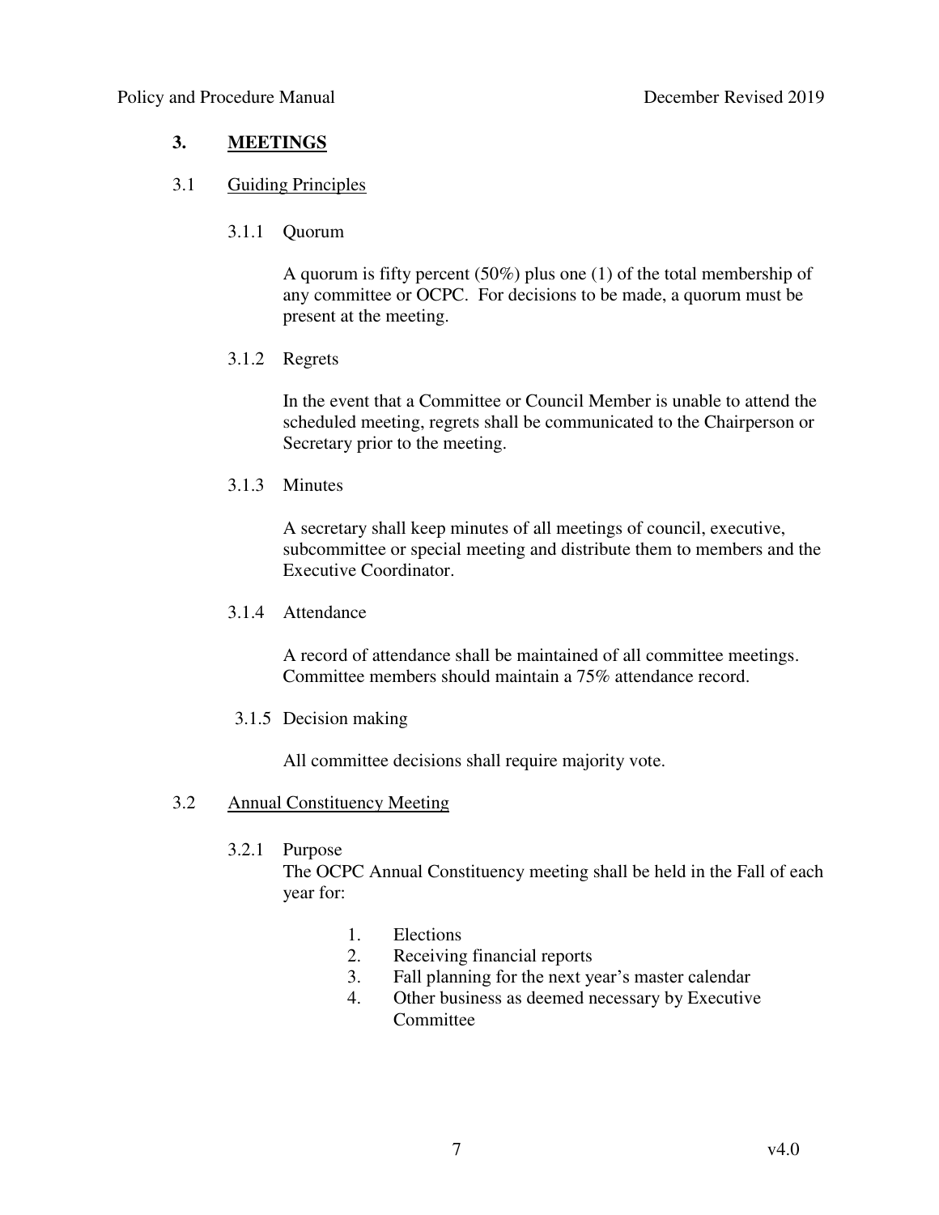# 3. MEETINGS

## 3.1 Guiding Principles

### 3.1.1 Quorum

A quorum is fifty percent (50%) plus one (1) of the total membership of any committee or OCPC. For decisions to be made, a quorum must be present at the meeting.

### 3.1.2 Regrets

In the event that a Committee or Council Member is unable to attend the scheduled meeting, regrets shall be communicated to the Chairperson or Secretary prior to the meeting.

### 3.1.3 Minutes

A secretary shall keep minutes of all meetings of council, executive, subcommittee or special meeting and distribute them to members and the Executive Coordinator.

### 3.1.4 Attendance

A record of attendance shall be maintained of all committee meetings. Committee members should maintain a 75% attendance record.

### 3.1.5 Decision making

All committee decisions shall require majority vote.

## 3.2 Annual Constituency Meeting

### 3.2.1 Purpose

The OCPC Annual Constituency meeting shall be held in the Fall of each year for:

1. Elections
2. Receiving financial reports
3. Fall planning for the next year's master calendar
4. Other business as deemed necessary by Executive Committee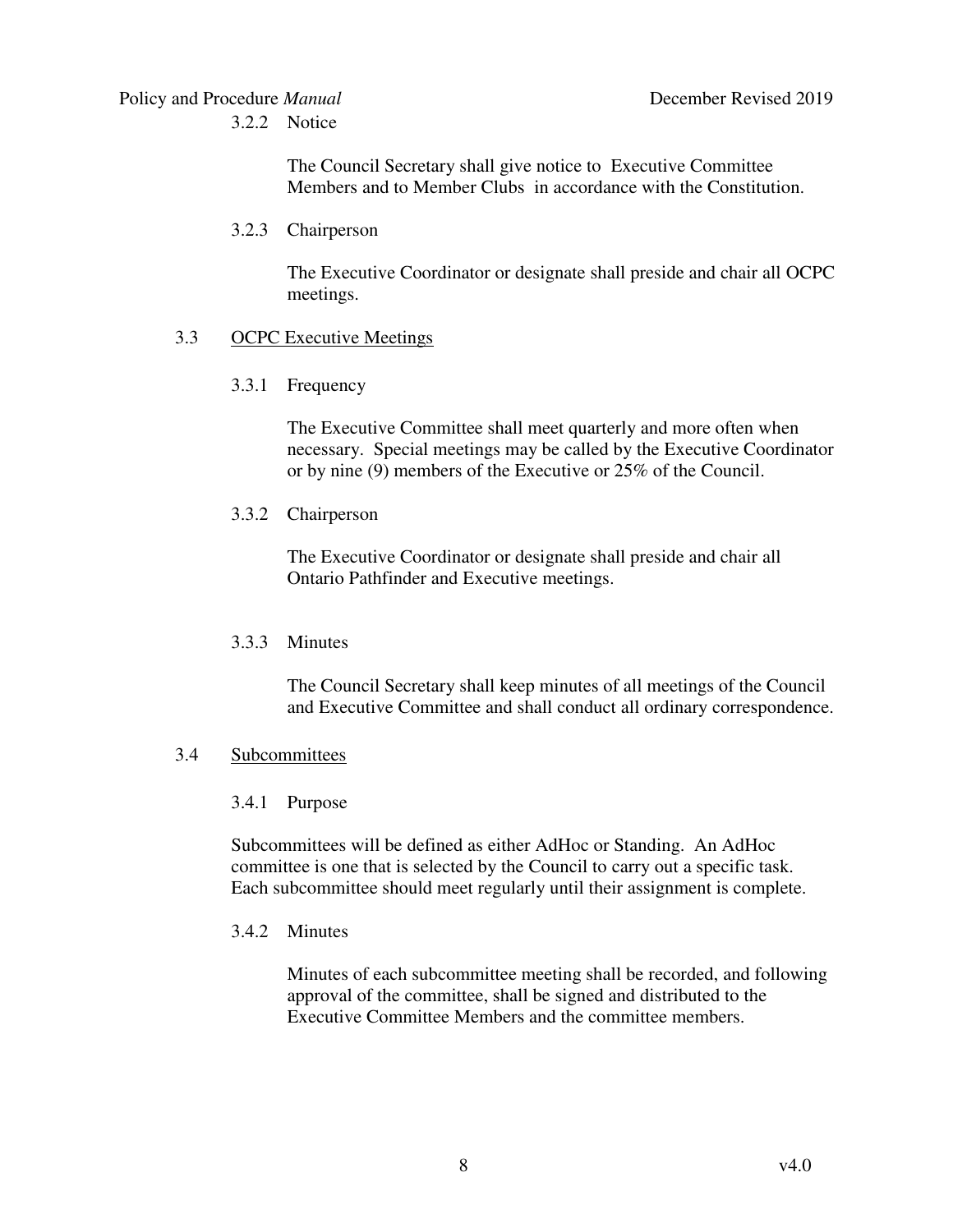3.2.2 Notice

The Council Secretary shall give notice to Executive Committee Members and to Member Clubs in accordance with the Constitution.

3.2.3 Chairperson

The Executive Coordinator or designate shall preside and chair all OCPC meetings.

## 3.3 OCPC Executive Meetings

3.3.1 Frequency

The Executive Committee shall meet quarterly and more often when necessary. Special meetings may be called by the Executive Coordinator or by nine (9) members of the Executive or 25% of the Council.

3.3.2 Chairperson

The Executive Coordinator or designate shall preside and chair all Ontario Pathfinder and Executive meetings.

3.3.3 Minutes

The Council Secretary shall keep minutes of all meetings of the Council and Executive Committee and shall conduct all ordinary correspondence.

## 3.4 Subcommittees

3.4.1 Purpose

Subcommittees will be defined as either AdHoc or Standing. An AdHoc committee is one that is selected by the Council to carry out a specific task. Each subcommittee should meet regularly until their assignment is complete.

3.4.2 Minutes

Minutes of each subcommittee meeting shall be recorded, and following approval of the committee, shall be signed and distributed to the Executive Committee Members and the committee members.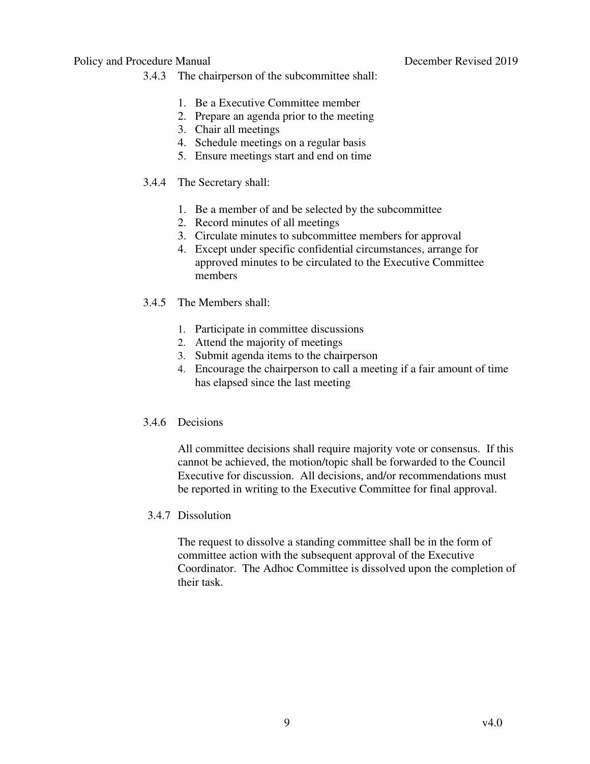3.4.3 The chairperson of the subcommittee shall:

1. Be a Executive Committee member
2. Prepare an agenda prior to the meeting
3. Chair all meetings
4. Schedule meetings on a regular basis
5. Ensure meetings start and end on time

3.4.4 The Secretary shall:

1. Be a member of and be selected by the subcommittee
2. Record minutes of all meetings
3. Circulate minutes to subcommittee members for approval
4. Except under specific confidential circumstances, arrange for approved minutes to be circulated to the Executive Committee members

3.4.5 The Members shall:

1. Participate in committee discussions
2. Attend the majority of meetings
3. Submit agenda items to the chairperson
4. Encourage the chairperson to call a meeting if a fair amount of time has elapsed since the last meeting

3.4.6 Decisions

All committee decisions shall require majority vote or consensus. If this cannot be achieved, the motion/topic shall be forwarded to the Council Executive for discussion. All decisions, and/or recommendations must be reported in writing to the Executive Committee for final approval.

3.4.7 Dissolution

The request to dissolve a standing committee shall be in the form of committee action with the subsequent approval of the Executive Coordinator. The Adhoc Committee is dissolved upon the completion of their task.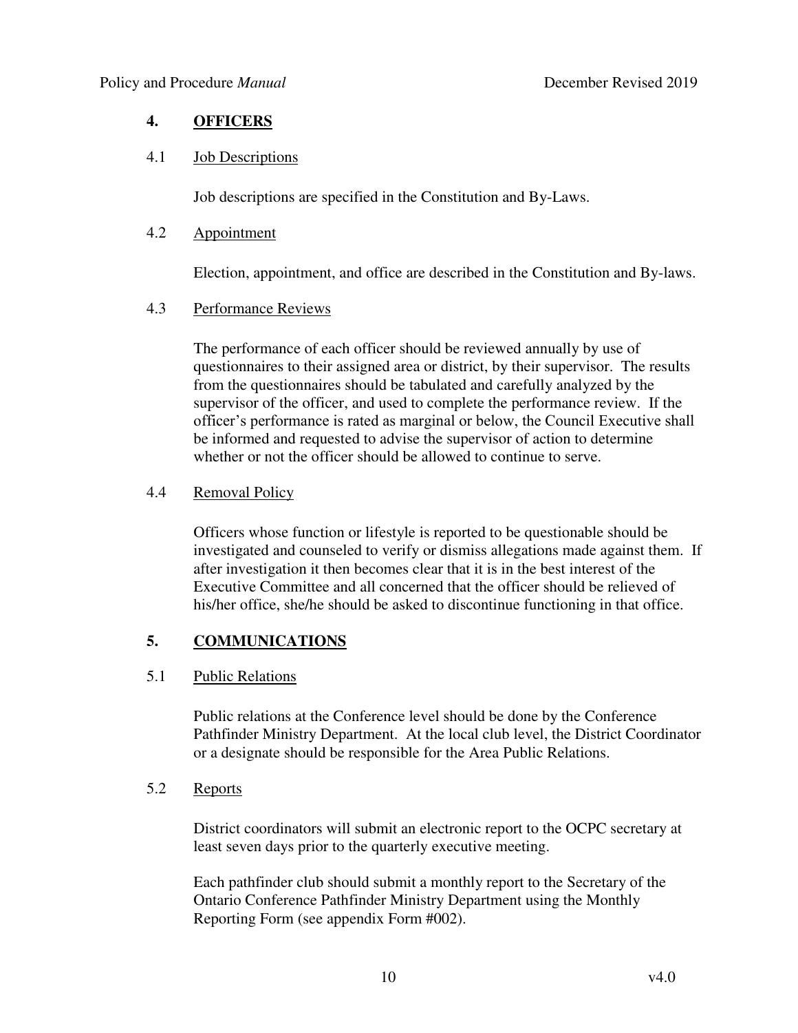## 4. OFFICERS

### 4.1 Job Descriptions

Job descriptions are specified in the Constitution and By-Laws.

### 4.2 Appointment

Election, appointment, and office are described in the Constitution and By-laws.

### 4.3 Performance Reviews

The performance of each officer should be reviewed annually by use of questionnaires to their assigned area or district, by their supervisor. The results from the questionnaires should be tabulated and carefully analyzed by the supervisor of the officer, and used to complete the performance review. If the officer's performance is rated as marginal or below, the Council Executive shall be informed and requested to advise the supervisor of action to determine whether or not the officer should be allowed to continue to serve.

### 4.4 Removal Policy

Officers whose function or lifestyle is reported to be questionable should be investigated and counseled to verify or dismiss allegations made against them. If after investigation it then becomes clear that it is in the best interest of the Executive Committee and all concerned that the officer should be relieved of his/her office, she/he should be asked to discontinue functioning in that office.

## 5. COMMUNICATIONS

### 5.1 Public Relations

Public relations at the Conference level should be done by the Conference Pathfinder Ministry Department. At the local club level, the District Coordinator or a designate should be responsible for the Area Public Relations.

### 5.2 Reports

District coordinators will submit an electronic report to the OCPC secretary at least seven days prior to the quarterly executive meeting.

Each pathfinder club should submit a monthly report to the Secretary of the Ontario Conference Pathfinder Ministry Department using the Monthly Reporting Form (see appendix Form #002).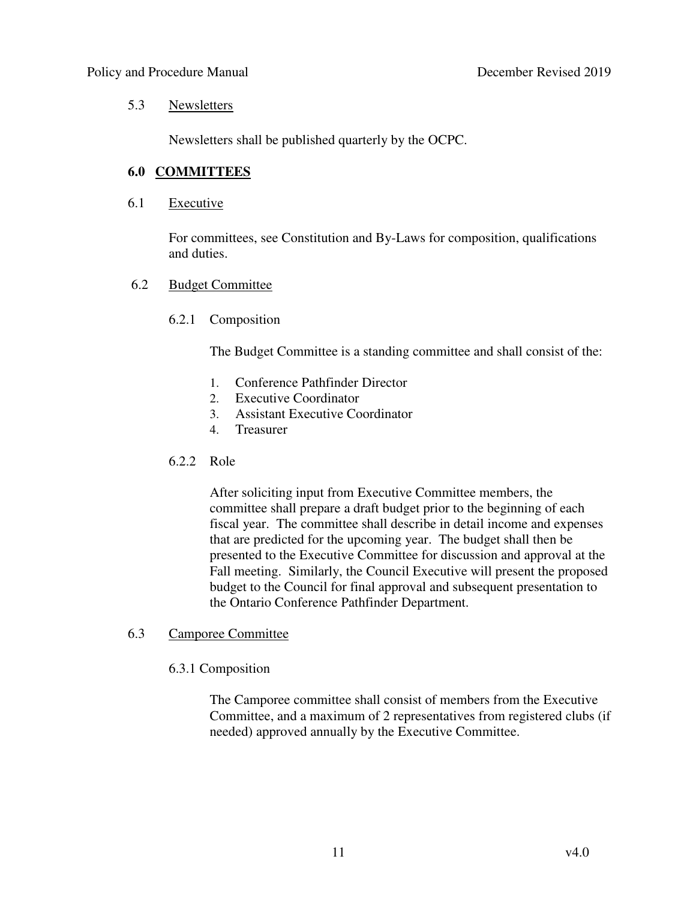### 5.3 Newsletters

Newsletters shall be published quarterly by the OCPC.

## 6.0 COMMITTEES

### 6.1 Executive

For committees, see Constitution and By-Laws for composition, qualifications and duties.

### 6.2 Budget Committee

#### 6.2.1 Composition

The Budget Committee is a standing committee and shall consist of the:

1. Conference Pathfinder Director
2. Executive Coordinator
3. Assistant Executive Coordinator
4. Treasurer

#### 6.2.2 Role

After soliciting input from Executive Committee members, the committee shall prepare a draft budget prior to the beginning of each fiscal year. The committee shall describe in detail income and expenses that are predicted for the upcoming year. The budget shall then be presented to the Executive Committee for discussion and approval at the Fall meeting. Similarly, the Council Executive will present the proposed budget to the Council for final approval and subsequent presentation to the Ontario Conference Pathfinder Department.

### 6.3 Camporee Committee

#### 6.3.1 Composition

The Camporee committee shall consist of members from the Executive Committee, and a maximum of 2 representatives from registered clubs (if needed) approved annually by the Executive Committee.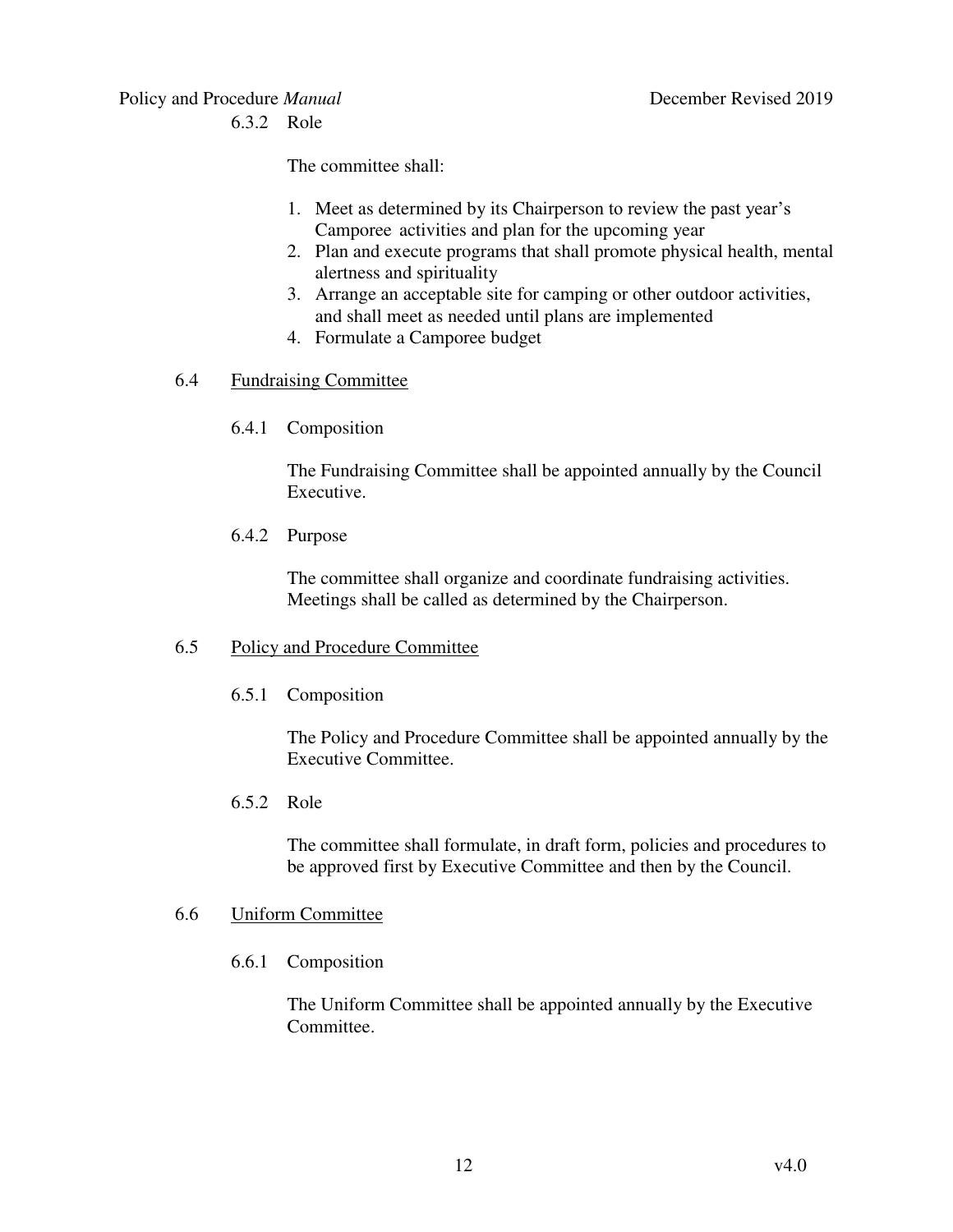6.3.2 Role

The committee shall:

1. Meet as determined by its Chairperson to review the past year's Camporee activities and plan for the upcoming year
2. Plan and execute programs that shall promote physical health, mental alertness and spirituality
3. Arrange an acceptable site for camping or other outdoor activities, and shall meet as needed until plans are implemented
4. Formulate a Camporee budget

## 6.4 Fundraising Committee

### 6.4.1 Composition

The Fundraising Committee shall be appointed annually by the Council Executive.

### 6.4.2 Purpose

The committee shall organize and coordinate fundraising activities. Meetings shall be called as determined by the Chairperson.

## 6.5 Policy and Procedure Committee

### 6.5.1 Composition

The Policy and Procedure Committee shall be appointed annually by the Executive Committee.

### 6.5.2 Role

The committee shall formulate, in draft form, policies and procedures to be approved first by Executive Committee and then by the Council.

## 6.6 Uniform Committee

### 6.6.1 Composition

The Uniform Committee shall be appointed annually by the Executive Committee.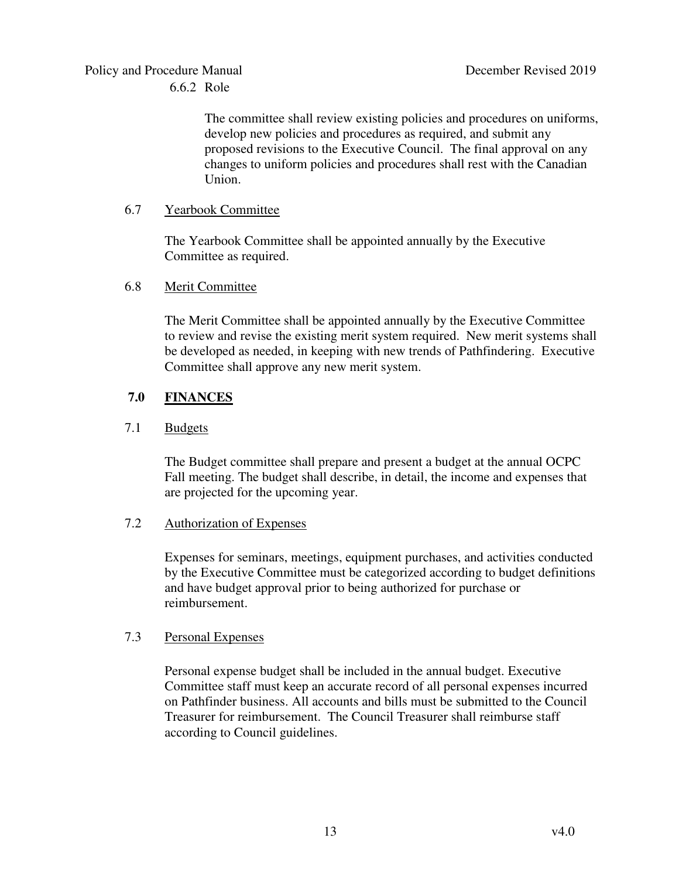6.6.2 Role

The committee shall review existing policies and procedures on uniforms, develop new policies and procedures as required, and submit any proposed revisions to the Executive Council. The final approval on any changes to uniform policies and procedures shall rest with the Canadian Union.

### 6.7 Yearbook Committee

The Yearbook Committee shall be appointed annually by the Executive Committee as required.

### 6.8 Merit Committee

The Merit Committee shall be appointed annually by the Executive Committee to review and revise the existing merit system required. New merit systems shall be developed as needed, in keeping with new trends of Pathfindering. Executive Committee shall approve any new merit system.

## 7.0 FINANCES

### 7.1 Budgets

The Budget committee shall prepare and present a budget at the annual OCPC Fall meeting. The budget shall describe, in detail, the income and expenses that are projected for the upcoming year.

### 7.2 Authorization of Expenses

Expenses for seminars, meetings, equipment purchases, and activities conducted by the Executive Committee must be categorized according to budget definitions and have budget approval prior to being authorized for purchase or reimbursement.

### 7.3 Personal Expenses

Personal expense budget shall be included in the annual budget. Executive Committee staff must keep an accurate record of all personal expenses incurred on Pathfinder business. All accounts and bills must be submitted to the Council Treasurer for reimbursement. The Council Treasurer shall reimburse staff according to Council guidelines.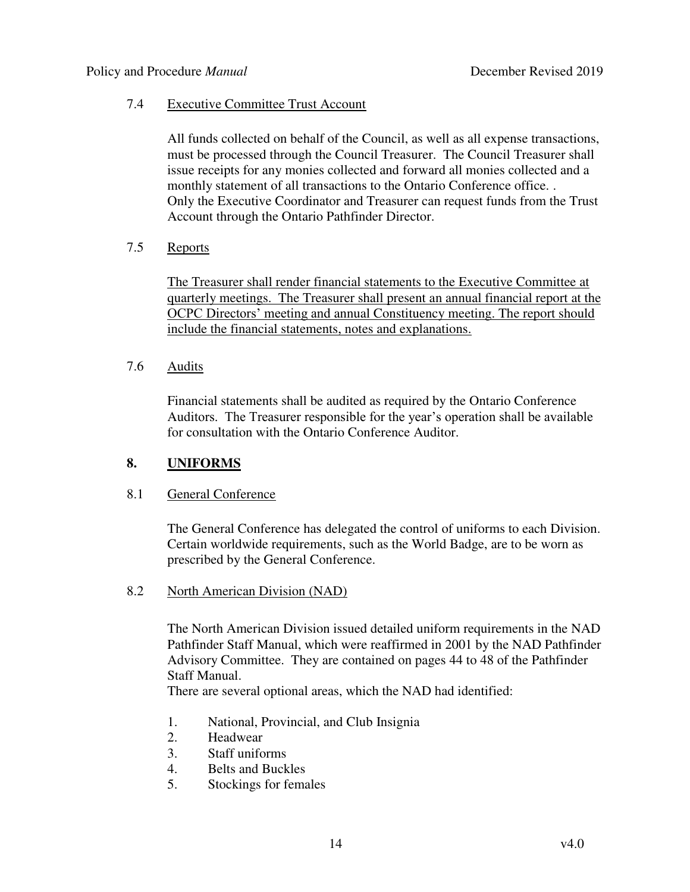7.4 Executive Committee Trust Account

All funds collected on behalf of the Council, as well as all expense transactions, must be processed through the Council Treasurer. The Council Treasurer shall issue receipts for any monies collected and forward all monies collected and a monthly statement of all transactions to the Ontario Conference office. . Only the Executive Coordinator and Treasurer can request funds from the Trust Account through the Ontario Pathfinder Director.

7.5 Reports

The Treasurer shall render financial statements to the Executive Committee at quarterly meetings. The Treasurer shall present an annual financial report at the OCPC Directors' meeting and annual Constituency meeting. The report should include the financial statements, notes and explanations.

7.6 Audits

Financial statements shall be audited as required by the Ontario Conference Auditors. The Treasurer responsible for the year's operation shall be available for consultation with the Ontario Conference Auditor.

## 8. UNIFORMS

8.1 General Conference

The General Conference has delegated the control of uniforms to each Division. Certain worldwide requirements, such as the World Badge, are to be worn as prescribed by the General Conference.

8.2 North American Division (NAD)

The North American Division issued detailed uniform requirements in the NAD Pathfinder Staff Manual, which were reaffirmed in 2001 by the NAD Pathfinder Advisory Committee. They are contained on pages 44 to 48 of the Pathfinder Staff Manual.
There are several optional areas, which the NAD had identified:

1. National, Provincial, and Club Insignia
2. Headwear
3. Staff uniforms
4. Belts and Buckles
5. Stockings for females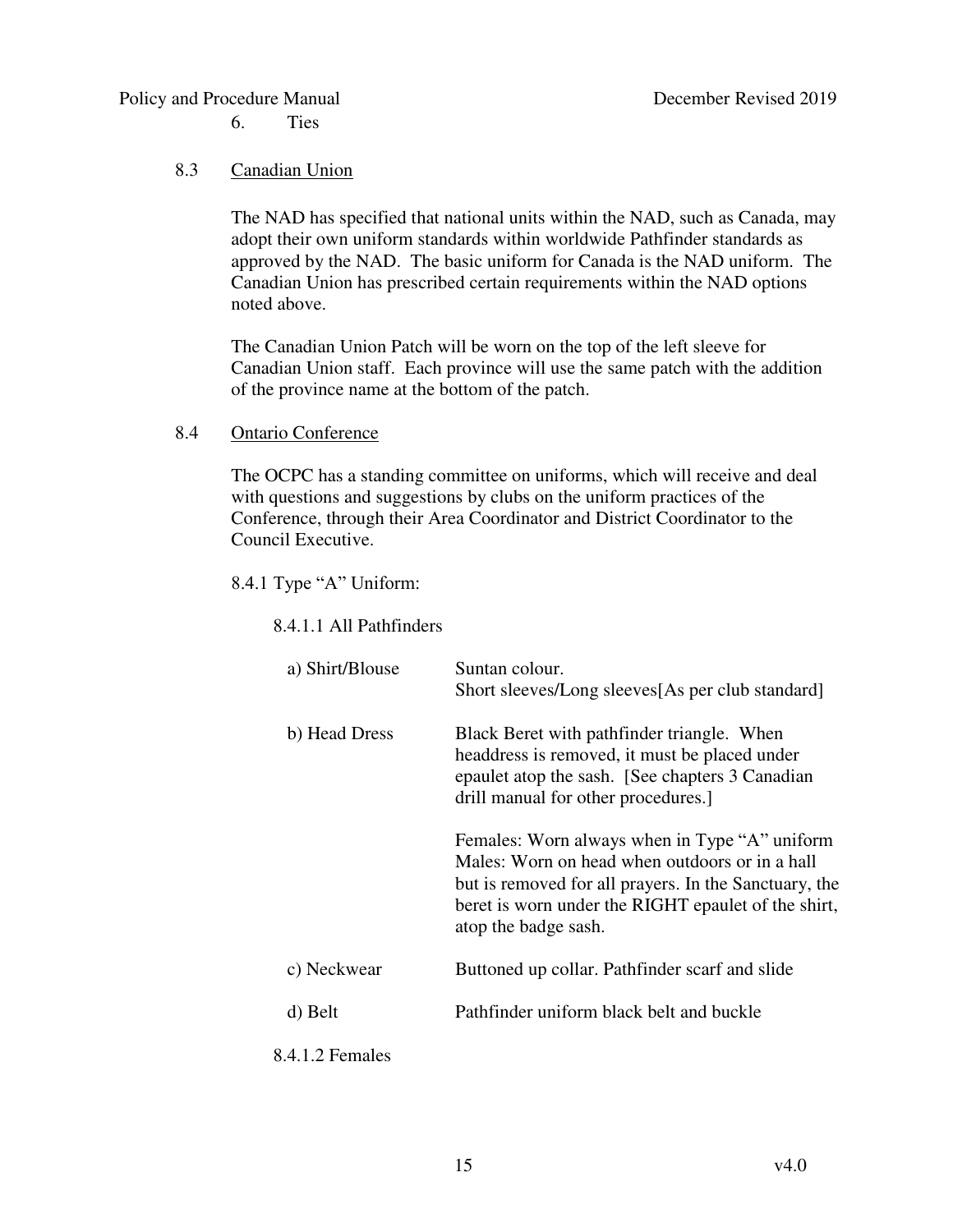6. Ties

## 8.3 Canadian Union

The NAD has specified that national units within the NAD, such as Canada, may adopt their own uniform standards within worldwide Pathfinder standards as approved by the NAD. The basic uniform for Canada is the NAD uniform. The Canadian Union has prescribed certain requirements within the NAD options noted above.

The Canadian Union Patch will be worn on the top of the left sleeve for Canadian Union staff. Each province will use the same patch with the addition of the province name at the bottom of the patch.

## 8.4 Ontario Conference

The OCPC has a standing committee on uniforms, which will receive and deal with questions and suggestions by clubs on the uniform practices of the Conference, through their Area Coordinator and District Coordinator to the Council Executive.

### 8.4.1 Type "A" Uniform:

#### 8.4.1.1 All Pathfinders

| | |
|---|---|
| a) Shirt/Blouse | Suntan colour.<br>Short sleeves/Long sleeves[As per club standard] |
| b) Head Dress | Black Beret with pathfinder triangle. When headdress is removed, it must be placed under epaulet atop the sash. [See chapters 3 Canadian drill manual for other procedures.]<br><br>Females: Worn always when in Type "A" uniform<br>Males: Worn on head when outdoors or in a hall but is removed for all prayers. In the Sanctuary, the beret is worn under the RIGHT epaulet of the shirt, atop the badge sash. |
| c) Neckwear | Buttoned up collar. Pathfinder scarf and slide |
| d) Belt | Pathfinder uniform black belt and buckle |

#### 8.4.1.2 Females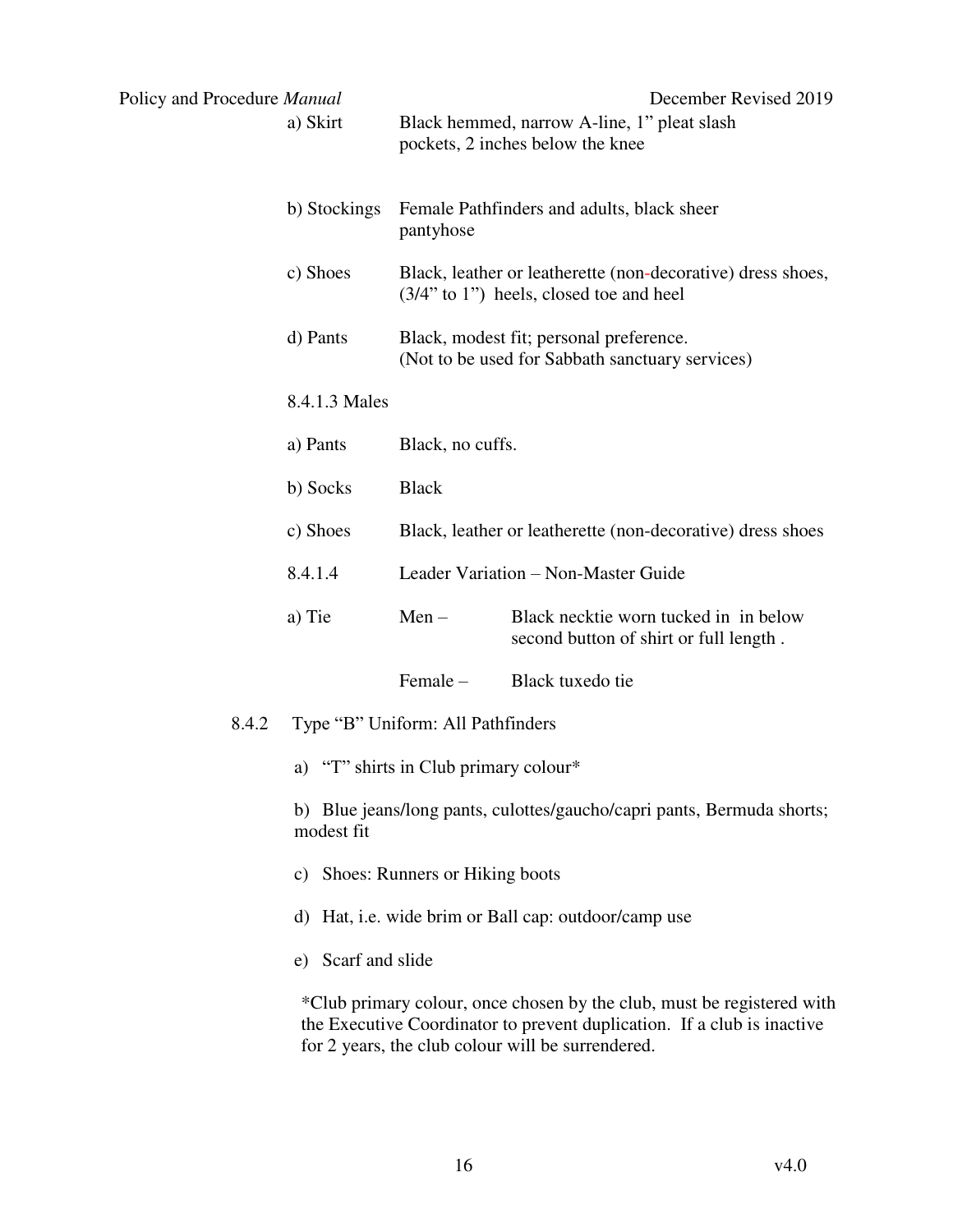a) Skirt — Black hemmed, narrow A-line, 1" pleat slash pockets, 2 inches below the knee

b) Stockings — Female Pathfinders and adults, black sheer pantyhose

c) Shoes — Black, leather or leatherette (non-decorative) dress shoes, (3/4" to 1") heels, closed toe and heel

d) Pants — Black, modest fit; personal preference. (Not to be used for Sabbath sanctuary services)

8.4.1.3 Males

a) Pants — Black, no cuffs.

b) Socks — Black

c) Shoes — Black, leather or leatherette (non-decorative) dress shoes

8.4.1.4 Leader Variation – Non-Master Guide

a) Tie
- Men – Black necktie worn tucked in in below second button of shirt or full length .
- Female – Black tuxedo tie

8.4.2 Type "B" Uniform: All Pathfinders

a) "T" shirts in Club primary colour*

b) Blue jeans/long pants, culottes/gaucho/capri pants, Bermuda shorts; modest fit

c) Shoes: Runners or Hiking boots

d) Hat, i.e. wide brim or Ball cap: outdoor/camp use

e) Scarf and slide

*Club primary colour, once chosen by the club, must be registered with the Executive Coordinator to prevent duplication. If a club is inactive for 2 years, the club colour will be surrendered.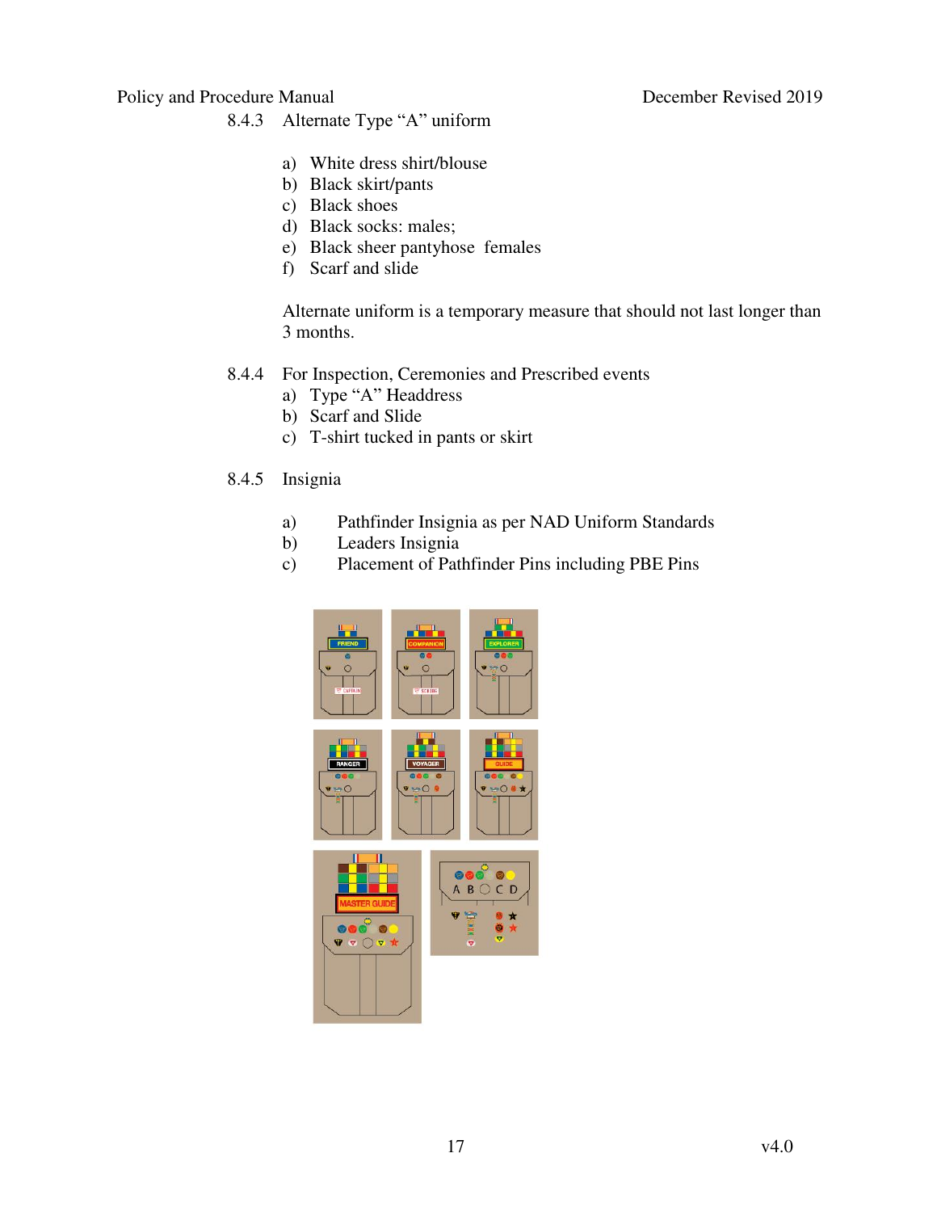8.4.3 Alternate Type "A" uniform

a) White dress shirt/blouse
b) Black skirt/pants
c) Black shoes
d) Black socks: males;
e) Black sheer pantyhose females
f) Scarf and slide

Alternate uniform is a temporary measure that should not last longer than 3 months.

8.4.4 For Inspection, Ceremonies and Prescribed events

a) Type "A" Headdress
b) Scarf and Slide
c) T-shirt tucked in pants or skirt

8.4.5 Insignia

a) Pathfinder Insignia as per NAD Uniform Standards
b) Leaders Insignia
c) Placement of Pathfinder Pins including PBE Pins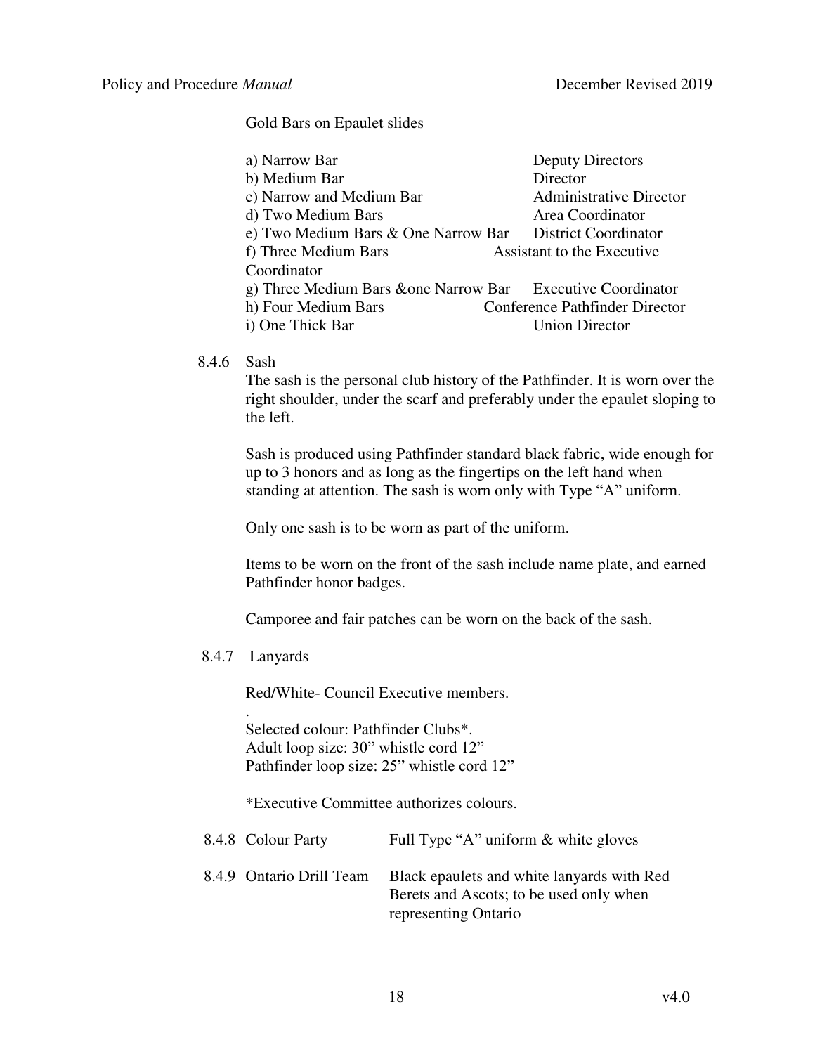Gold Bars on Epaulet slides

| | |
|---|---|
| a) Narrow Bar | Deputy Directors |
| b) Medium Bar | Director |
| c) Narrow and Medium Bar | Administrative Director |
| d) Two Medium Bars | Area Coordinator |
| e) Two Medium Bars & One Narrow Bar | District Coordinator |
| f) Three Medium Bars | Assistant to the Executive Coordinator |
| g) Three Medium Bars &one Narrow Bar | Executive Coordinator |
| h) Four Medium Bars | Conference Pathfinder Director |
| i) One Thick Bar | Union Director |

8.4.6 Sash

The sash is the personal club history of the Pathfinder. It is worn over the right shoulder, under the scarf and preferably under the epaulet sloping to the left.

Sash is produced using Pathfinder standard black fabric, wide enough for up to 3 honors and as long as the fingertips on the left hand when standing at attention. The sash is worn only with Type "A" uniform.

Only one sash is to be worn as part of the uniform.

Items to be worn on the front of the sash include name plate, and earned Pathfinder honor badges.

Camporee and fair patches can be worn on the back of the sash.

8.4.7 Lanyards

Red/White- Council Executive members.

.
Selected colour: Pathfinder Clubs*.
Adult loop size: 30" whistle cord 12"
Pathfinder loop size: 25" whistle cord 12"

*Executive Committee authorizes colours.

| | |
|---|---|
| 8.4.8 Colour Party | Full Type "A" uniform & white gloves |
| 8.4.9 Ontario Drill Team | Black epaulets and white lanyards with Red Berets and Ascots; to be used only when representing Ontario |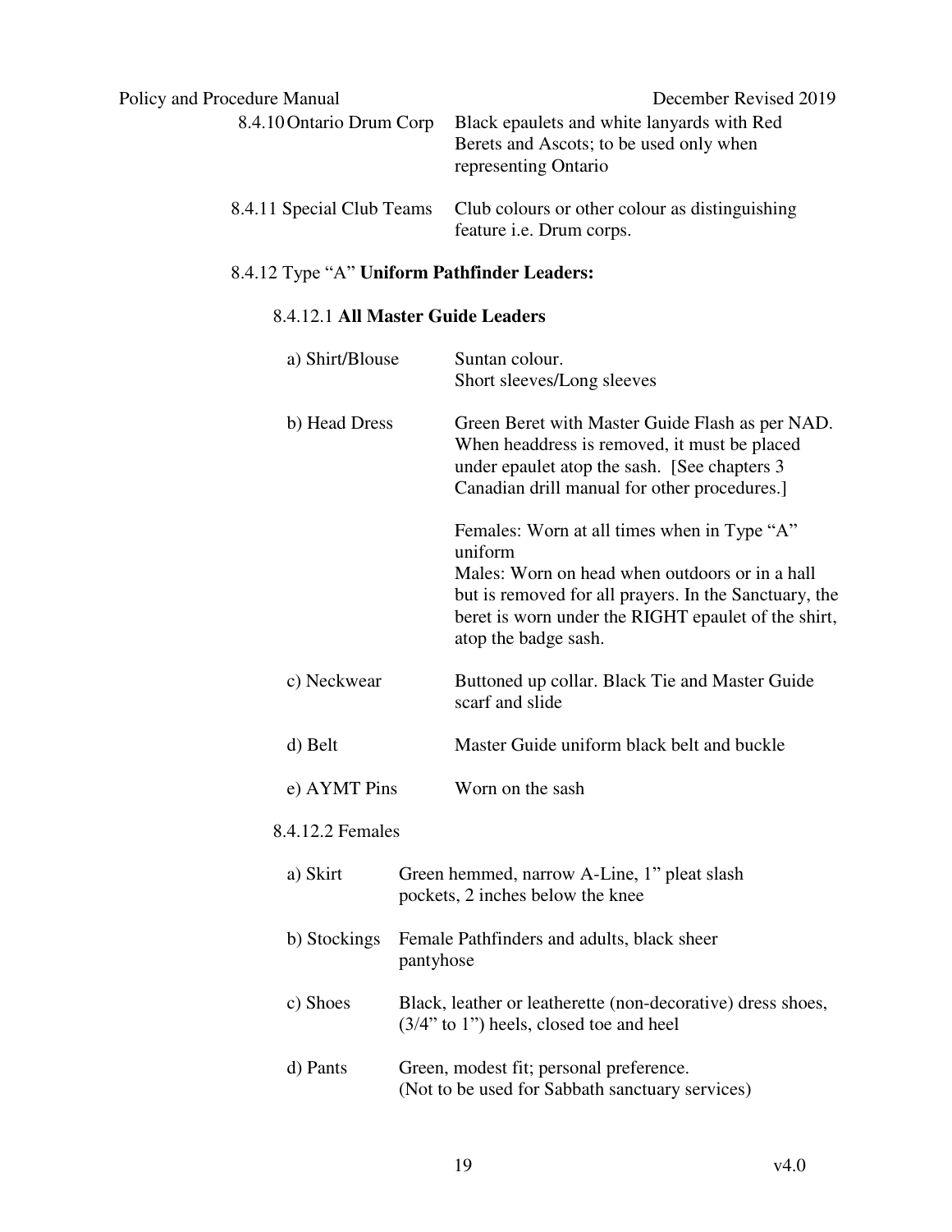| | |
|---|---|
| 8.4.10 Ontario Drum Corp | Black epaulets and white lanyards with Red Berets and Ascots; to be used only when representing Ontario |
| 8.4.11 Special Club Teams | Club colours or other colour as distinguishing feature i.e. Drum corps. |

8.4.12 Type "A" **Uniform Pathfinder Leaders:**

8.4.12.1 **All Master Guide Leaders**

| | |
|---|---|
| a) Shirt/Blouse | Suntan colour.<br>Short sleeves/Long sleeves |
| b) Head Dress | Green Beret with Master Guide Flash as per NAD. When headdress is removed, it must be placed under epaulet atop the sash. [See chapters 3 Canadian drill manual for other procedures.]<br><br>Females: Worn at all times when in Type "A" uniform<br>Males: Worn on head when outdoors or in a hall but is removed for all prayers. In the Sanctuary, the beret is worn under the RIGHT epaulet of the shirt, atop the badge sash. |
| c) Neckwear | Buttoned up collar. Black Tie and Master Guide scarf and slide |
| d) Belt | Master Guide uniform black belt and buckle |
| e) AYMT Pins | Worn on the sash |

8.4.12.2 Females

| | |
|---|---|
| a) Skirt | Green hemmed, narrow A-Line, 1" pleat slash pockets, 2 inches below the knee |
| b) Stockings | Female Pathfinders and adults, black sheer pantyhose |
| c) Shoes | Black, leather or leatherette (non-decorative) dress shoes, (3/4" to 1") heels, closed toe and heel |
| d) Pants | Green, modest fit; personal preference.<br>(Not to be used for Sabbath sanctuary services) |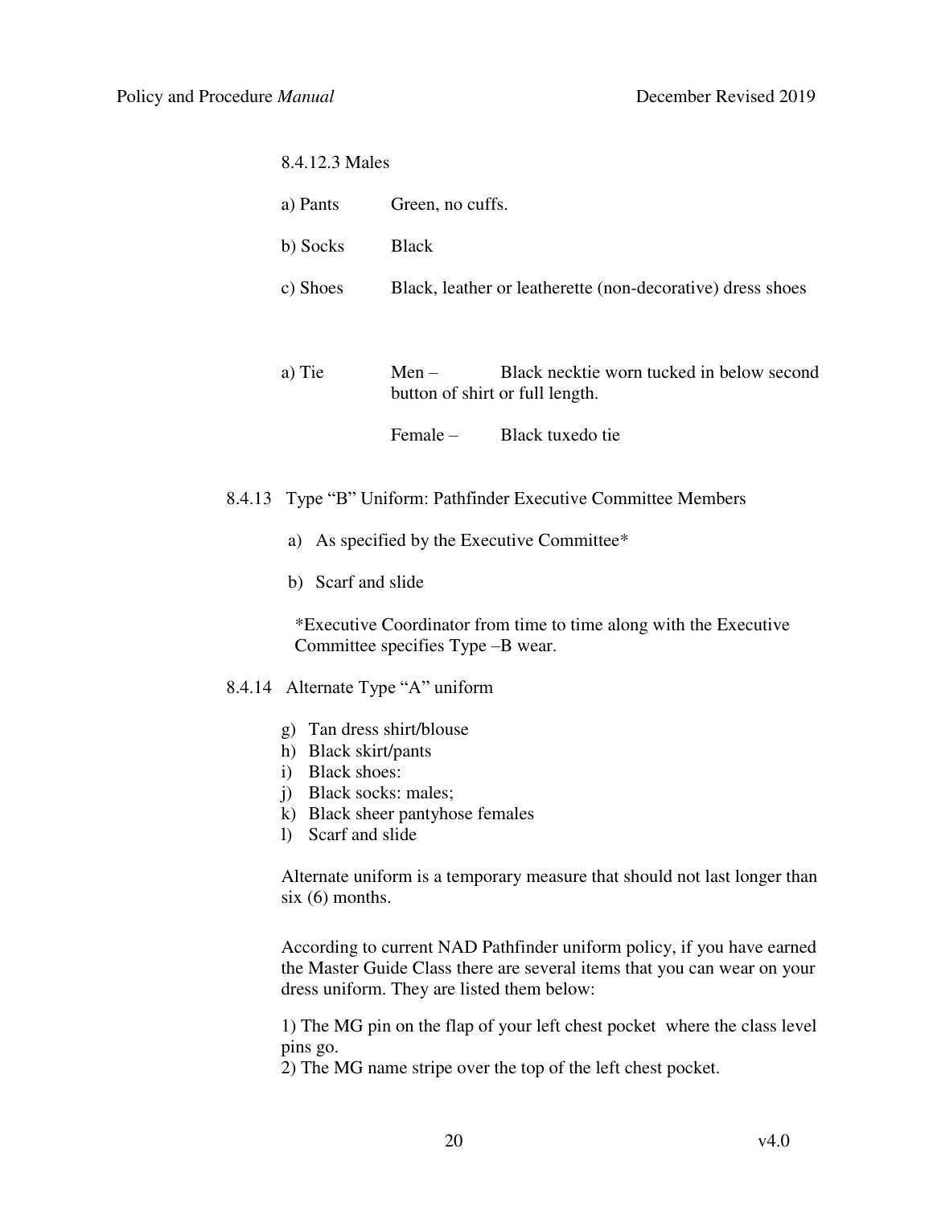8.4.12.3 Males

a) Pants Green, no cuffs.

b) Socks Black

c) Shoes Black, leather or leatherette (non-decorative) dress shoes

a) Tie Men – Black necktie worn tucked in below second button of shirt or full length.

Female – Black tuxedo tie

8.4.13 Type "B" Uniform: Pathfinder Executive Committee Members

a) As specified by the Executive Committee*

b) Scarf and slide

*Executive Coordinator from time to time along with the Executive Committee specifies Type –B wear.

8.4.14 Alternate Type "A" uniform

g) Tan dress shirt/blouse
h) Black skirt/pants
i) Black shoes:
j) Black socks: males;
k) Black sheer pantyhose females
l) Scarf and slide

Alternate uniform is a temporary measure that should not last longer than six (6) months.

According to current NAD Pathfinder uniform policy, if you have earned the Master Guide Class there are several items that you can wear on your dress uniform. They are listed them below:

1) The MG pin on the flap of your left chest pocket where the class level pins go.
2) The MG name stripe over the top of the left chest pocket.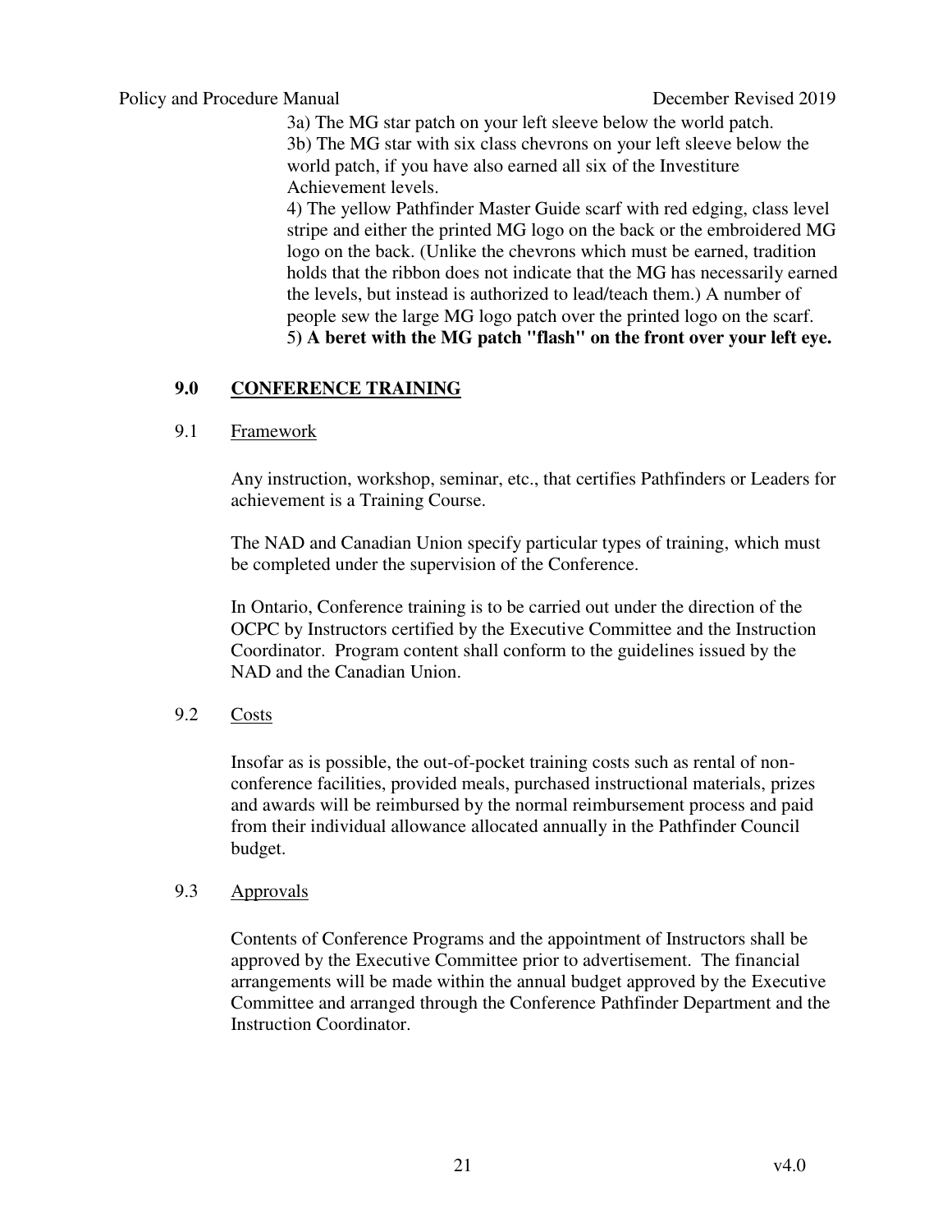3a) The MG star patch on your left sleeve below the world patch.
3b) The MG star with six class chevrons on your left sleeve below the world patch, if you have also earned all six of the Investiture Achievement levels.
4) The yellow Pathfinder Master Guide scarf with red edging, class level stripe and either the printed MG logo on the back or the embroidered MG logo on the back. (Unlike the chevrons which must be earned, tradition holds that the ribbon does not indicate that the MG has necessarily earned the levels, but instead is authorized to lead/teach them.) A number of people sew the large MG logo patch over the printed logo on the scarf.
5) **A beret with the MG patch "flash" on the front over your left eye.**

## 9.0 CONFERENCE TRAINING

### 9.1 Framework

Any instruction, workshop, seminar, etc., that certifies Pathfinders or Leaders for achievement is a Training Course.

The NAD and Canadian Union specify particular types of training, which must be completed under the supervision of the Conference.

In Ontario, Conference training is to be carried out under the direction of the OCPC by Instructors certified by the Executive Committee and the Instruction Coordinator. Program content shall conform to the guidelines issued by the NAD and the Canadian Union.

### 9.2 Costs

Insofar as is possible, the out-of-pocket training costs such as rental of non-conference facilities, provided meals, purchased instructional materials, prizes and awards will be reimbursed by the normal reimbursement process and paid from their individual allowance allocated annually in the Pathfinder Council budget.

### 9.3 Approvals

Contents of Conference Programs and the appointment of Instructors shall be approved by the Executive Committee prior to advertisement. The financial arrangements will be made within the annual budget approved by the Executive Committee and arranged through the Conference Pathfinder Department and the Instruction Coordinator.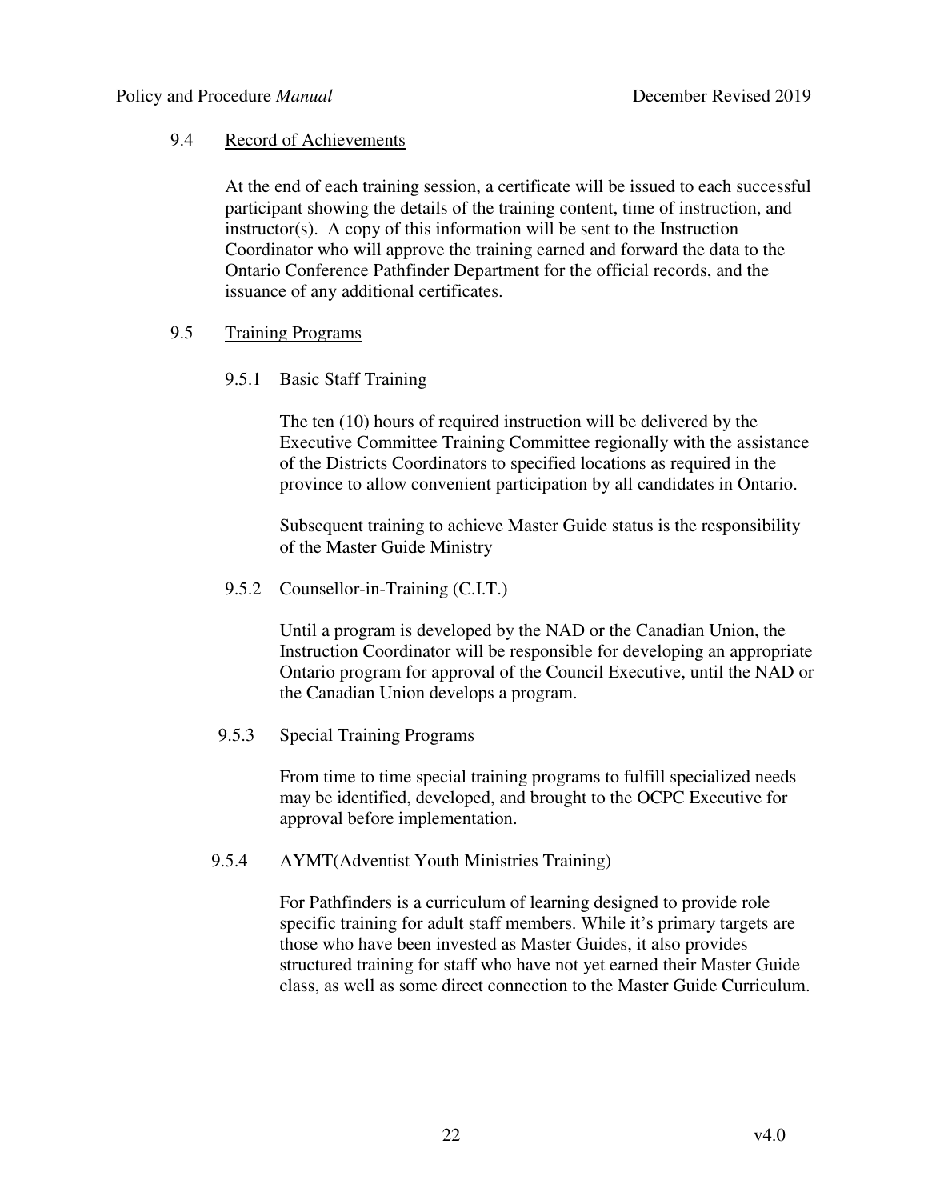## 9.4 Record of Achievements

At the end of each training session, a certificate will be issued to each successful participant showing the details of the training content, time of instruction, and instructor(s). A copy of this information will be sent to the Instruction Coordinator who will approve the training earned and forward the data to the Ontario Conference Pathfinder Department for the official records, and the issuance of any additional certificates.

## 9.5 Training Programs

### 9.5.1 Basic Staff Training

The ten (10) hours of required instruction will be delivered by the Executive Committee Training Committee regionally with the assistance of the Districts Coordinators to specified locations as required in the province to allow convenient participation by all candidates in Ontario.

Subsequent training to achieve Master Guide status is the responsibility of the Master Guide Ministry

### 9.5.2 Counsellor-in-Training (C.I.T.)

Until a program is developed by the NAD or the Canadian Union, the Instruction Coordinator will be responsible for developing an appropriate Ontario program for approval of the Council Executive, until the NAD or the Canadian Union develops a program.

### 9.5.3 Special Training Programs

From time to time special training programs to fulfill specialized needs may be identified, developed, and brought to the OCPC Executive for approval before implementation.

### 9.5.4 AYMT(Adventist Youth Ministries Training)

For Pathfinders is a curriculum of learning designed to provide role specific training for adult staff members. While it's primary targets are those who have been invested as Master Guides, it also provides structured training for staff who have not yet earned their Master Guide class, as well as some direct connection to the Master Guide Curriculum.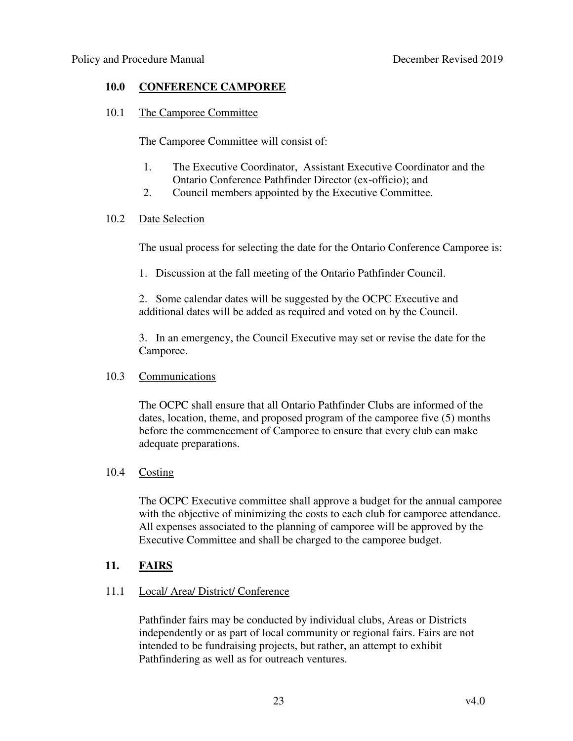## 10.0 CONFERENCE CAMPOREE

### 10.1 The Camporee Committee

The Camporee Committee will consist of:

1. The Executive Coordinator, Assistant Executive Coordinator and the Ontario Conference Pathfinder Director (ex-officio); and
2. Council members appointed by the Executive Committee.

### 10.2 Date Selection

The usual process for selecting the date for the Ontario Conference Camporee is:

1. Discussion at the fall meeting of the Ontario Pathfinder Council.

2. Some calendar dates will be suggested by the OCPC Executive and additional dates will be added as required and voted on by the Council.

3. In an emergency, the Council Executive may set or revise the date for the Camporee.

### 10.3 Communications

The OCPC shall ensure that all Ontario Pathfinder Clubs are informed of the dates, location, theme, and proposed program of the camporee five (5) months before the commencement of Camporee to ensure that every club can make adequate preparations.

### 10.4 Costing

The OCPC Executive committee shall approve a budget for the annual camporee with the objective of minimizing the costs to each club for camporee attendance. All expenses associated to the planning of camporee will be approved by the Executive Committee and shall be charged to the camporee budget.

## 11. FAIRS

### 11.1 Local/ Area/ District/ Conference

Pathfinder fairs may be conducted by individual clubs, Areas or Districts independently or as part of local community or regional fairs. Fairs are not intended to be fundraising projects, but rather, an attempt to exhibit Pathfindering as well as for outreach ventures.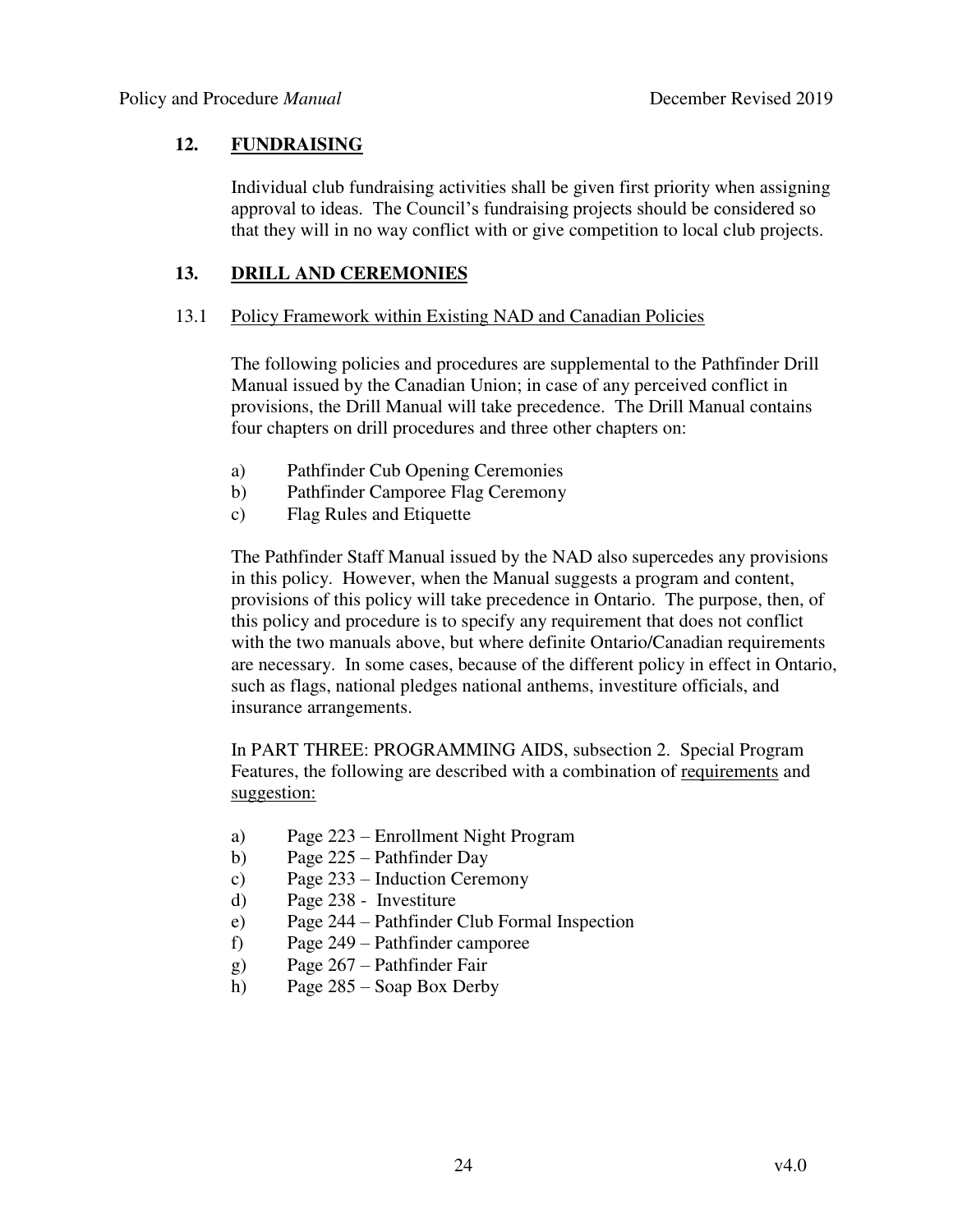## 12. FUNDRAISING

Individual club fundraising activities shall be given first priority when assigning approval to ideas. The Council's fundraising projects should be considered so that they will in no way conflict with or give competition to local club projects.

## 13. DRILL AND CEREMONIES

### 13.1 <u>Policy Framework within Existing NAD and Canadian Policies</u>

The following policies and procedures are supplemental to the Pathfinder Drill Manual issued by the Canadian Union; in case of any perceived conflict in provisions, the Drill Manual will take precedence. The Drill Manual contains four chapters on drill procedures and three other chapters on:

a) Pathfinder Cub Opening Ceremonies
b) Pathfinder Camporee Flag Ceremony
c) Flag Rules and Etiquette

The Pathfinder Staff Manual issued by the NAD also supercedes any provisions in this policy. However, when the Manual suggests a program and content, provisions of this policy will take precedence in Ontario. The purpose, then, of this policy and procedure is to specify any requirement that does not conflict with the two manuals above, but where definite Ontario/Canadian requirements are necessary. In some cases, because of the different policy in effect in Ontario, such as flags, national pledges national anthems, investiture officials, and insurance arrangements.

In PART THREE: PROGRAMMING AIDS, subsection 2. Special Program Features, the following are described with a combination of <u>requirements</u> and <u>suggestion:</u>

a) Page 223 – Enrollment Night Program
b) Page 225 – Pathfinder Day
c) Page 233 – Induction Ceremony
d) Page 238 - Investiture
e) Page 244 – Pathfinder Club Formal Inspection
f) Page 249 – Pathfinder camporee
g) Page 267 – Pathfinder Fair
h) Page 285 – Soap Box Derby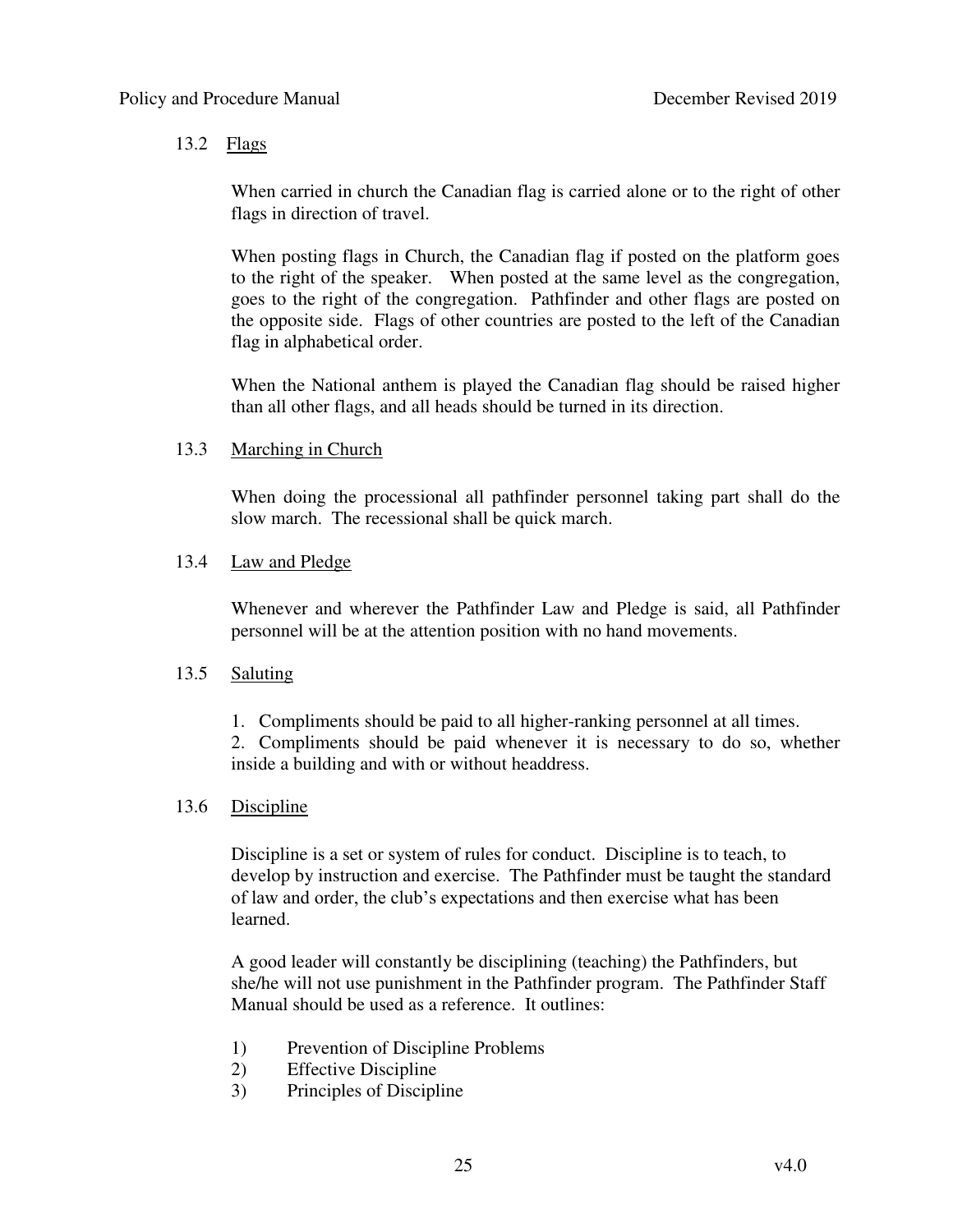### 13.2 Flags

When carried in church the Canadian flag is carried alone or to the right of other flags in direction of travel.

When posting flags in Church, the Canadian flag if posted on the platform goes to the right of the speaker. When posted at the same level as the congregation, goes to the right of the congregation. Pathfinder and other flags are posted on the opposite side. Flags of other countries are posted to the left of the Canadian flag in alphabetical order.

When the National anthem is played the Canadian flag should be raised higher than all other flags, and all heads should be turned in its direction.

### 13.3 Marching in Church

When doing the processional all pathfinder personnel taking part shall do the slow march. The recessional shall be quick march.

### 13.4 Law and Pledge

Whenever and wherever the Pathfinder Law and Pledge is said, all Pathfinder personnel will be at the attention position with no hand movements.

### 13.5 Saluting

1. Compliments should be paid to all higher-ranking personnel at all times.
2. Compliments should be paid whenever it is necessary to do so, whether inside a building and with or without headdress.

### 13.6 Discipline

Discipline is a set or system of rules for conduct. Discipline is to teach, to develop by instruction and exercise. The Pathfinder must be taught the standard of law and order, the club's expectations and then exercise what has been learned.

A good leader will constantly be disciplining (teaching) the Pathfinders, but she/he will not use punishment in the Pathfinder program. The Pathfinder Staff Manual should be used as a reference. It outlines:

1) Prevention of Discipline Problems
2) Effective Discipline
3) Principles of Discipline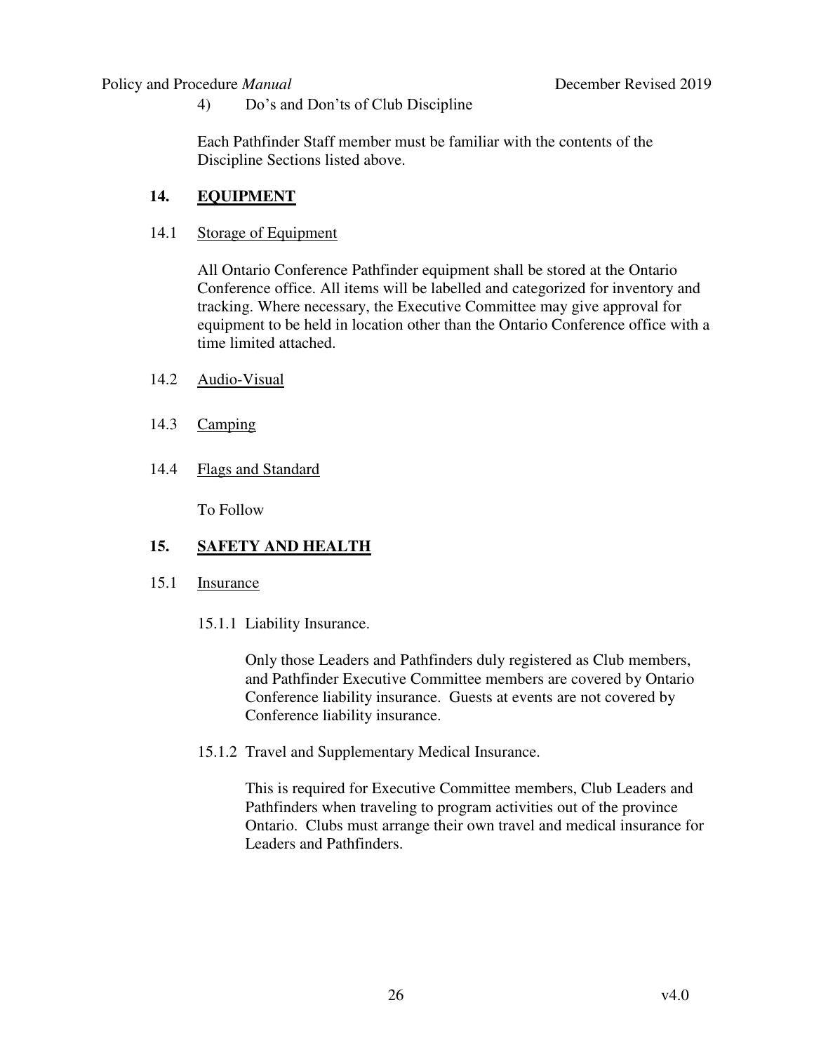4) Do's and Don'ts of Club Discipline

Each Pathfinder Staff member must be familiar with the contents of the Discipline Sections listed above.

## 14. EQUIPMENT

### 14.1 Storage of Equipment

All Ontario Conference Pathfinder equipment shall be stored at the Ontario Conference office. All items will be labelled and categorized for inventory and tracking. Where necessary, the Executive Committee may give approval for equipment to be held in location other than the Ontario Conference office with a time limited attached.

### 14.2 Audio-Visual

### 14.3 Camping

### 14.4 Flags and Standard

To Follow

## 15. SAFETY AND HEALTH

### 15.1 Insurance

#### 15.1.1 Liability Insurance.

Only those Leaders and Pathfinders duly registered as Club members, and Pathfinder Executive Committee members are covered by Ontario Conference liability insurance. Guests at events are not covered by Conference liability insurance.

#### 15.1.2 Travel and Supplementary Medical Insurance.

This is required for Executive Committee members, Club Leaders and Pathfinders when traveling to program activities out of the province Ontario. Clubs must arrange their own travel and medical insurance for Leaders and Pathfinders.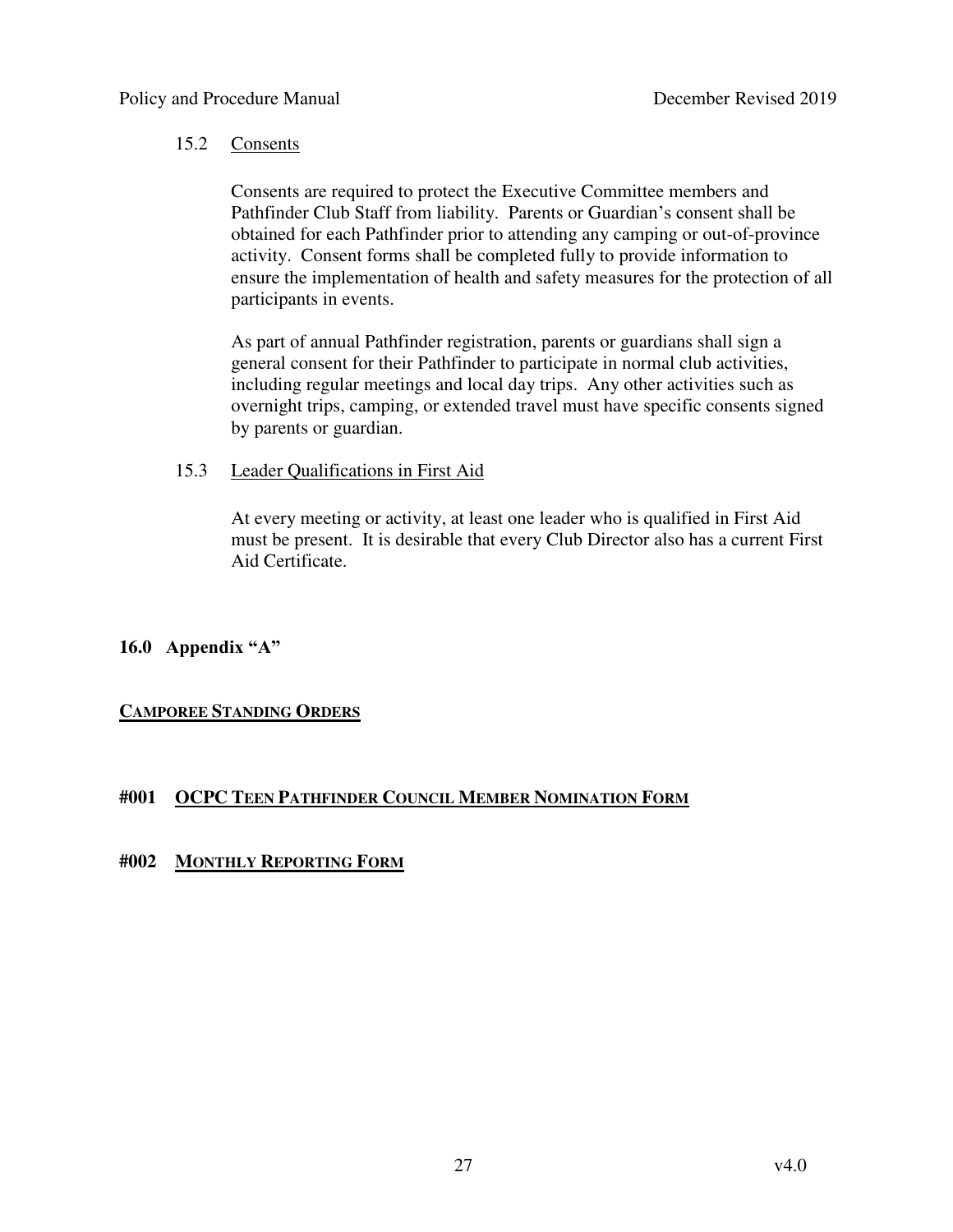### 15.2 Consents

Consents are required to protect the Executive Committee members and Pathfinder Club Staff from liability. Parents or Guardian's consent shall be obtained for each Pathfinder prior to attending any camping or out-of-province activity. Consent forms shall be completed fully to provide information to ensure the implementation of health and safety measures for the protection of all participants in events.

As part of annual Pathfinder registration, parents or guardians shall sign a general consent for their Pathfinder to participate in normal club activities, including regular meetings and local day trips. Any other activities such as overnight trips, camping, or extended travel must have specific consents signed by parents or guardian.

### 15.3 Leader Qualifications in First Aid

At every meeting or activity, at least one leader who is qualified in First Aid must be present. It is desirable that every Club Director also has a current First Aid Certificate.

## 16.0 Appendix "A"

**CAMPOREE STANDING ORDERS**

**#001 OCPC TEEN PATHFINDER COUNCIL MEMBER NOMINATION FORM**

**#002 MONTHLY REPORTING FORM**